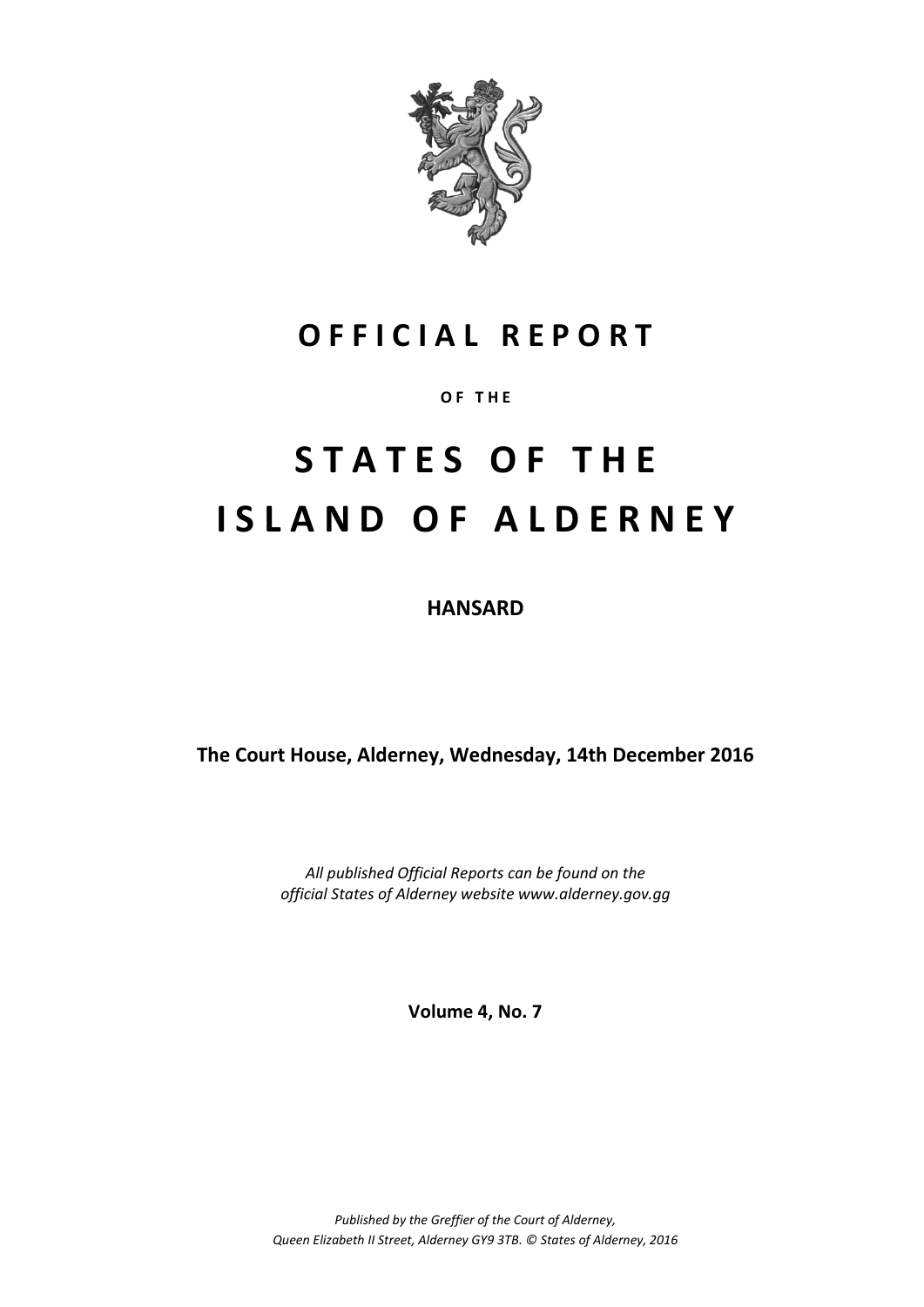# OFFICIAL REPORT

OF THE

# STATES OF THE ISLAND OF ALDERNEY

**HANSARD**

**The Court House, Alderney, Wednesday, 14th December 2016**

*All published Official Reports can be found on the official States of Alderney website www.alderney.gov.gg*

**Volume 4, No. 7**

*Published by the Greffier of the Court of Alderney, Queen Elizabeth II Street, Alderney GY9 3TB. © States of Alderney, 2016*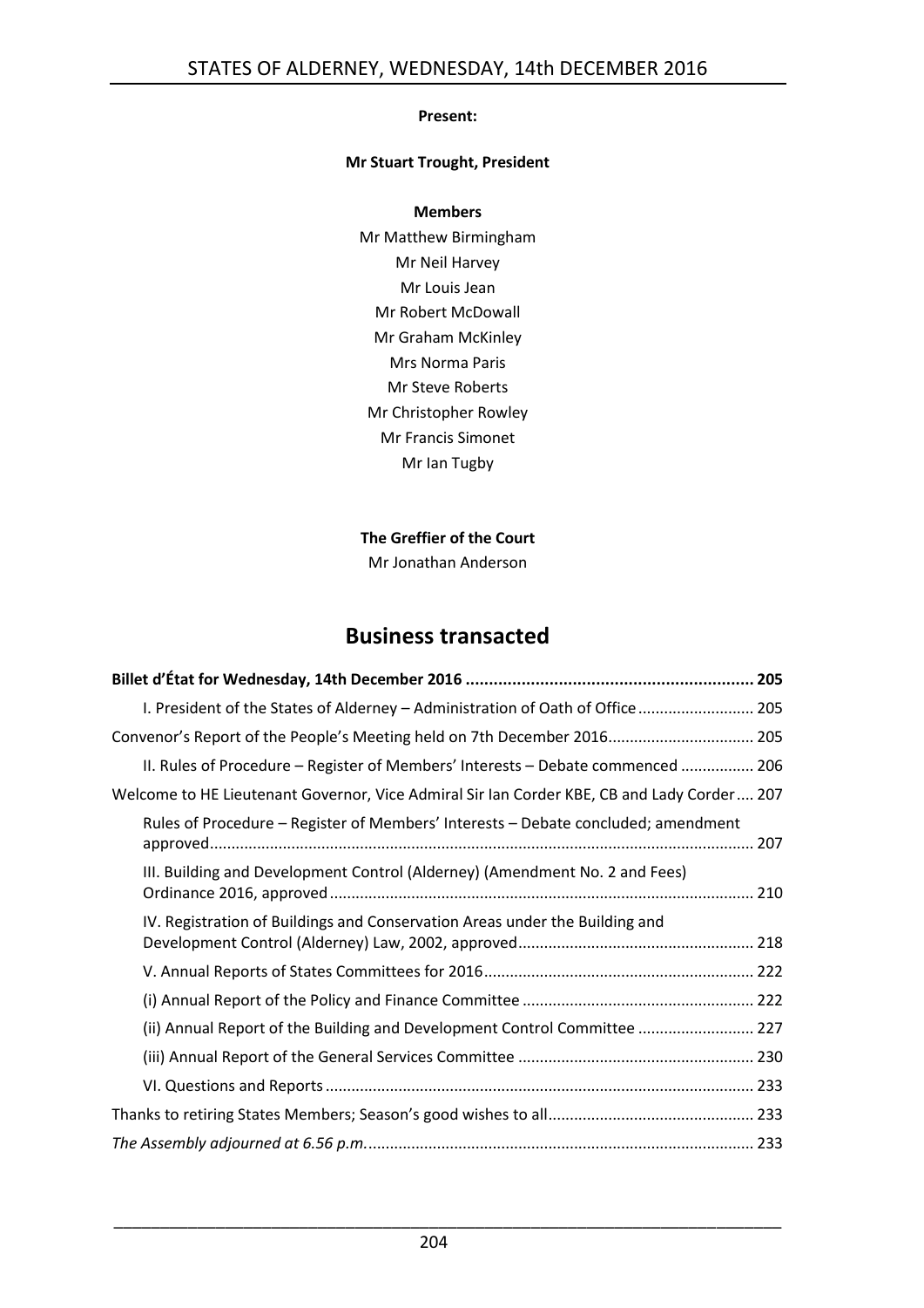**Present:**

**Mr Stuart Trought, President**

**Members**

Mr Matthew Birmingham
Mr Neil Harvey
Mr Louis Jean
Mr Robert McDowall
Mr Graham McKinley
Mrs Norma Paris
Mr Steve Roberts
Mr Christopher Rowley
Mr Francis Simonet
Mr Ian Tugby

**The Greffier of the Court**

Mr Jonathan Anderson

# Business transacted

**Billet d'État for Wednesday, 14th December 2016 .............................................................. 205**

I. President of the States of Alderney – Administration of Oath of Office .......................... 205

Convenor's Report of the People's Meeting held on 7th December 2016................................. 205

II. Rules of Procedure – Register of Members' Interests – Debate commenced ................ 206

Welcome to HE Lieutenant Governor, Vice Admiral Sir Ian Corder KBE, CB and Lady Corder.... 207

Rules of Procedure – Register of Members' Interests – Debate concluded; amendment approved............................................................................................................................ 207

III. Building and Development Control (Alderney) (Amendment No. 2 and Fees) Ordinance 2016, approved ................................................................................................ 210

IV. Registration of Buildings and Conservation Areas under the Building and Development Control (Alderney) Law, 2002, approved...................................................... 218

V. Annual Reports of States Committees for 2016.............................................................. 222

(i) Annual Report of the Policy and Finance Committee ..................................................... 222

(ii) Annual Report of the Building and Development Control Committee .......................... 227

(iii) Annual Report of the General Services Committee ...................................................... 230

VI. Questions and Reports .................................................................................................. 233

Thanks to retiring States Members; Season's good wishes to all................................................ 233

*The Assembly adjourned at 6.56 p.m.*......................................................................................... 233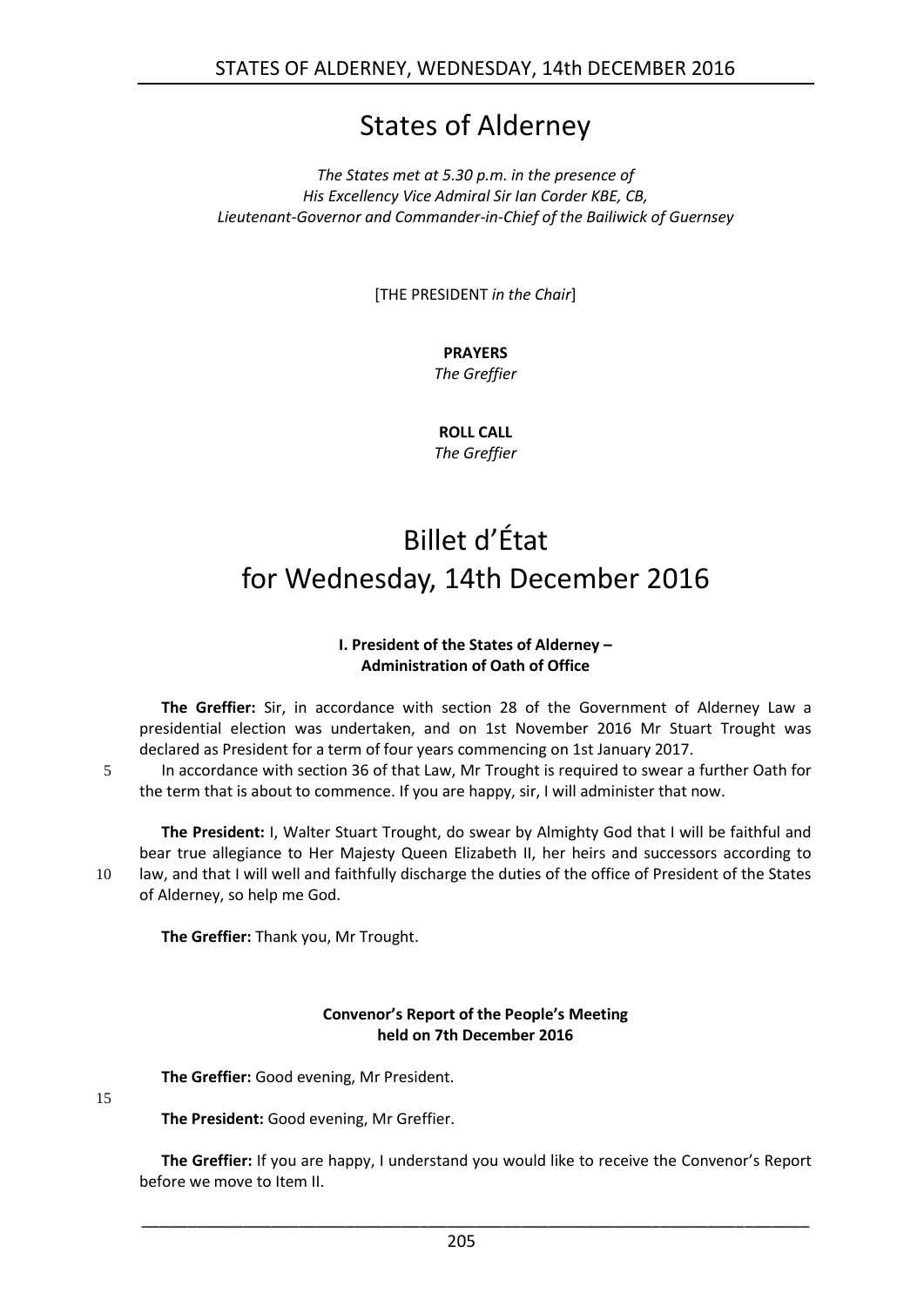# States of Alderney

*The States met at 5.30 p.m. in the presence of*
*His Excellency Vice Admiral Sir Ian Corder KBE, CB,*
*Lieutenant-Governor and Commander-in-Chief of the Bailiwick of Guernsey*

[THE PRESIDENT *in the Chair*]

**PRAYERS**
*The Greffier*

**ROLL CALL**
*The Greffier*

# Billet d'État for Wednesday, 14th December 2016

### I. President of the States of Alderney – Administration of Oath of Office

**The Greffier:** Sir, in accordance with section 28 of the Government of Alderney Law a presidential election was undertaken, and on 1st November 2016 Mr Stuart Trought was declared as President for a term of four years commencing on 1st January 2017.

5 In accordance with section 36 of that Law, Mr Trought is required to swear a further Oath for the term that is about to commence. If you are happy, sir, I will administer that now.

**The President:** I, Walter Stuart Trought, do swear by Almighty God that I will be faithful and bear true allegiance to Her Majesty Queen Elizabeth II, her heirs and successors according to 10 law, and that I will well and faithfully discharge the duties of the office of President of the States of Alderney, so help me God.

**The Greffier:** Thank you, Mr Trought.

### Convenor's Report of the People's Meeting held on 7th December 2016

**The Greffier:** Good evening, Mr President.

15

**The President:** Good evening, Mr Greffier.

**The Greffier:** If you are happy, I understand you would like to receive the Convenor's Report before we move to Item II.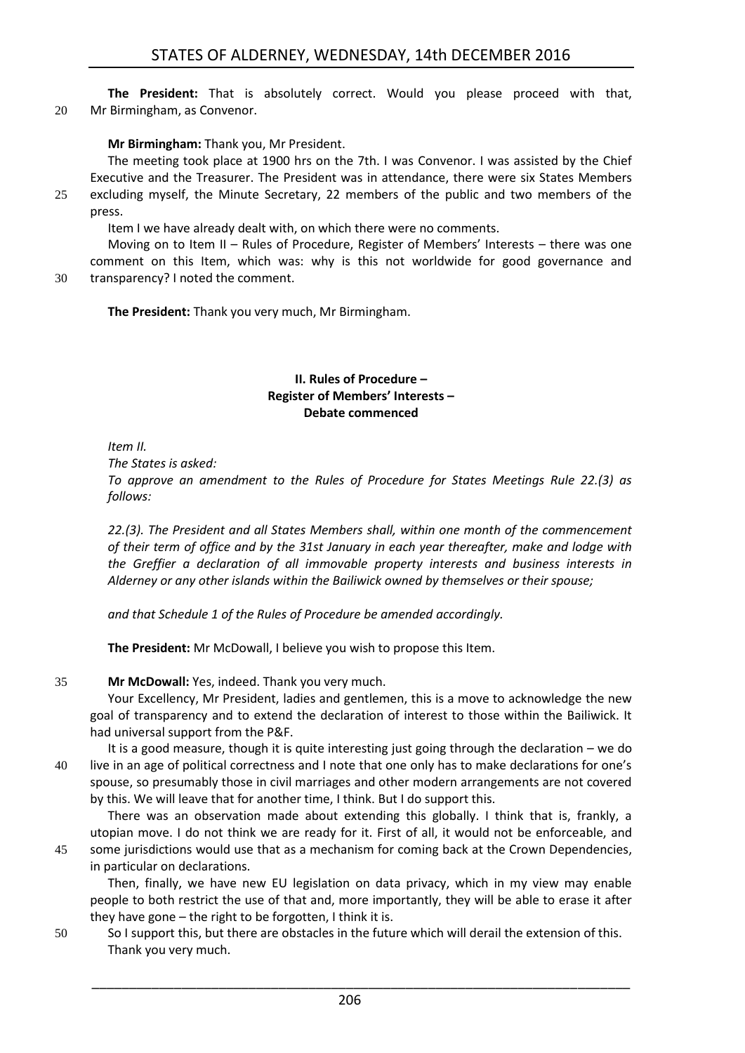**The President:** That is absolutely correct. Would you please proceed with that, Mr Birmingham, as Convenor.

**Mr Birmingham:** Thank you, Mr President.

The meeting took place at 1900 hrs on the 7th. I was Convenor. I was assisted by the Chief Executive and the Treasurer. The President was in attendance, there were six States Members excluding myself, the Minute Secretary, 22 members of the public and two members of the press.

Item I we have already dealt with, on which there were no comments.

Moving on to Item II – Rules of Procedure, Register of Members' Interests – there was one comment on this Item, which was: why is this not worldwide for good governance and transparency? I noted the comment.

**The President:** Thank you very much, Mr Birmingham.

## II. Rules of Procedure – Register of Members' Interests – Debate commenced

*Item II.*

*The States is asked:*

*To approve an amendment to the Rules of Procedure for States Meetings Rule 22.(3) as follows:*

*22.(3). The President and all States Members shall, within one month of the commencement of their term of office and by the 31st January in each year thereafter, make and lodge with the Greffier a declaration of all immovable property interests and business interests in Alderney or any other islands within the Bailiwick owned by themselves or their spouse;*

*and that Schedule 1 of the Rules of Procedure be amended accordingly.*

**The President:** Mr McDowall, I believe you wish to propose this Item.

**Mr McDowall:** Yes, indeed. Thank you very much.

Your Excellency, Mr President, ladies and gentlemen, this is a move to acknowledge the new goal of transparency and to extend the declaration of interest to those within the Bailiwick. It had universal support from the P&F.

It is a good measure, though it is quite interesting just going through the declaration – we do live in an age of political correctness and I note that one only has to make declarations for one's spouse, so presumably those in civil marriages and other modern arrangements are not covered by this. We will leave that for another time, I think. But I do support this.

There was an observation made about extending this globally. I think that is, frankly, a utopian move. I do not think we are ready for it. First of all, it would not be enforceable, and some jurisdictions would use that as a mechanism for coming back at the Crown Dependencies, in particular on declarations.

Then, finally, we have new EU legislation on data privacy, which in my view may enable people to both restrict the use of that and, more importantly, they will be able to erase it after they have gone – the right to be forgotten, I think it is.

So I support this, but there are obstacles in the future which will derail the extension of this. Thank you very much.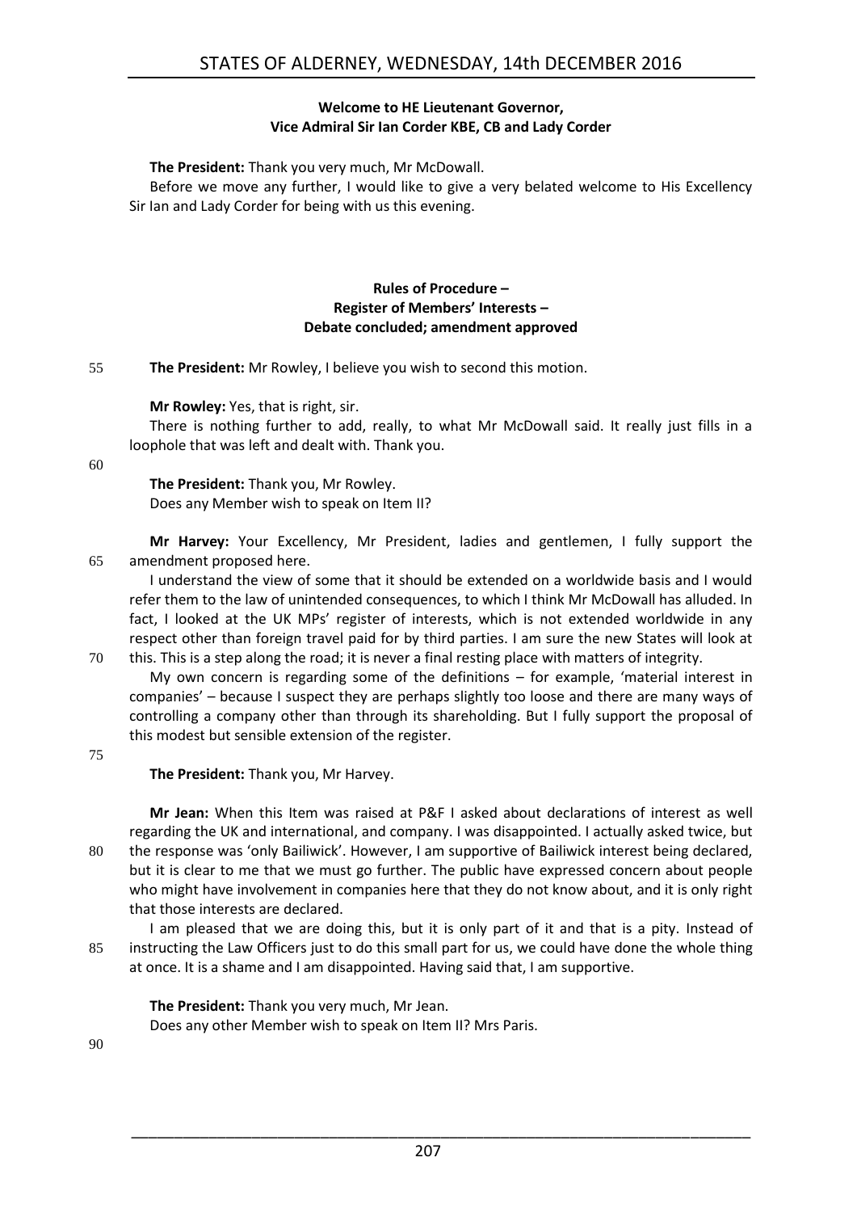**Welcome to HE Lieutenant Governor, Vice Admiral Sir Ian Corder KBE, CB and Lady Corder**

**The President:** Thank you very much, Mr McDowall.

Before we move any further, I would like to give a very belated welcome to His Excellency Sir Ian and Lady Corder for being with us this evening.

**Rules of Procedure – Register of Members' Interests – Debate concluded; amendment approved**

55 **The President:** Mr Rowley, I believe you wish to second this motion.

**Mr Rowley:** Yes, that is right, sir.

There is nothing further to add, really, to what Mr McDowall said. It really just fills in a loophole that was left and dealt with. Thank you.

60

**The President:** Thank you, Mr Rowley.

Does any Member wish to speak on Item II?

**Mr Harvey:** Your Excellency, Mr President, ladies and gentlemen, I fully support the 65 amendment proposed here.

I understand the view of some that it should be extended on a worldwide basis and I would refer them to the law of unintended consequences, to which I think Mr McDowall has alluded. In fact, I looked at the UK MPs' register of interests, which is not extended worldwide in any respect other than foreign travel paid for by third parties. I am sure the new States will look at 70 this. This is a step along the road; it is never a final resting place with matters of integrity.

My own concern is regarding some of the definitions – for example, 'material interest in companies' – because I suspect they are perhaps slightly too loose and there are many ways of controlling a company other than through its shareholding. But I fully support the proposal of this modest but sensible extension of the register.

75

**The President:** Thank you, Mr Harvey.

**Mr Jean:** When this Item was raised at P&F I asked about declarations of interest as well regarding the UK and international, and company. I was disappointed. I actually asked twice, but 80 the response was 'only Bailiwick'. However, I am supportive of Bailiwick interest being declared, but it is clear to me that we must go further. The public have expressed concern about people who might have involvement in companies here that they do not know about, and it is only right that those interests are declared.

I am pleased that we are doing this, but it is only part of it and that is a pity. Instead of 85 instructing the Law Officers just to do this small part for us, we could have done the whole thing at once. It is a shame and I am disappointed. Having said that, I am supportive.

**The President:** Thank you very much, Mr Jean.

Does any other Member wish to speak on Item II? Mrs Paris.

90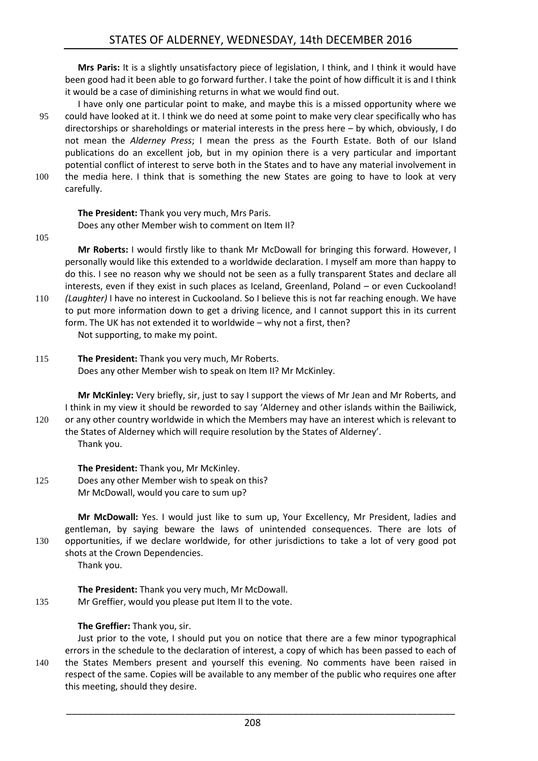**Mrs Paris:** It is a slightly unsatisfactory piece of legislation, I think, and I think it would have been good had it been able to go forward further. I take the point of how difficult it is and I think it would be a case of diminishing returns in what we would find out.

I have only one particular point to make, and maybe this is a missed opportunity where we could have looked at it. I think we do need at some point to make very clear specifically who has directorships or shareholdings or material interests in the press here – by which, obviously, I do not mean the *Alderney Press*; I mean the press as the Fourth Estate. Both of our Island publications do an excellent job, but in my opinion there is a very particular and important potential conflict of interest to serve both in the States and to have any material involvement in the media here. I think that is something the new States are going to have to look at very carefully.

**The President:** Thank you very much, Mrs Paris.

Does any other Member wish to comment on Item II?

**Mr Roberts:** I would firstly like to thank Mr McDowall for bringing this forward. However, I personally would like this extended to a worldwide declaration. I myself am more than happy to do this. I see no reason why we should not be seen as a fully transparent States and declare all interests, even if they exist in such places as Iceland, Greenland, Poland – or even Cuckooland! *(Laughter)* I have no interest in Cuckooland. So I believe this is not far reaching enough. We have to put more information down to get a driving licence, and I cannot support this in its current form. The UK has not extended it to worldwide – why not a first, then?

Not supporting, to make my point.

**The President:** Thank you very much, Mr Roberts.

Does any other Member wish to speak on Item II? Mr McKinley.

**Mr McKinley:** Very briefly, sir, just to say I support the views of Mr Jean and Mr Roberts, and I think in my view it should be reworded to say 'Alderney and other islands within the Bailiwick, or any other country worldwide in which the Members may have an interest which is relevant to the States of Alderney which will require resolution by the States of Alderney'.

Thank you.

**The President:** Thank you, Mr McKinley.

Does any other Member wish to speak on this?

Mr McDowall, would you care to sum up?

**Mr McDowall:** Yes. I would just like to sum up, Your Excellency, Mr President, ladies and gentleman, by saying beware the laws of unintended consequences. There are lots of opportunities, if we declare worldwide, for other jurisdictions to take a lot of very good pot shots at the Crown Dependencies.

Thank you.

**The President:** Thank you very much, Mr McDowall.

Mr Greffier, would you please put Item II to the vote.

**The Greffier:** Thank you, sir.

Just prior to the vote, I should put you on notice that there are a few minor typographical errors in the schedule to the declaration of interest, a copy of which has been passed to each of the States Members present and yourself this evening. No comments have been raised in respect of the same. Copies will be available to any member of the public who requires one after this meeting, should they desire.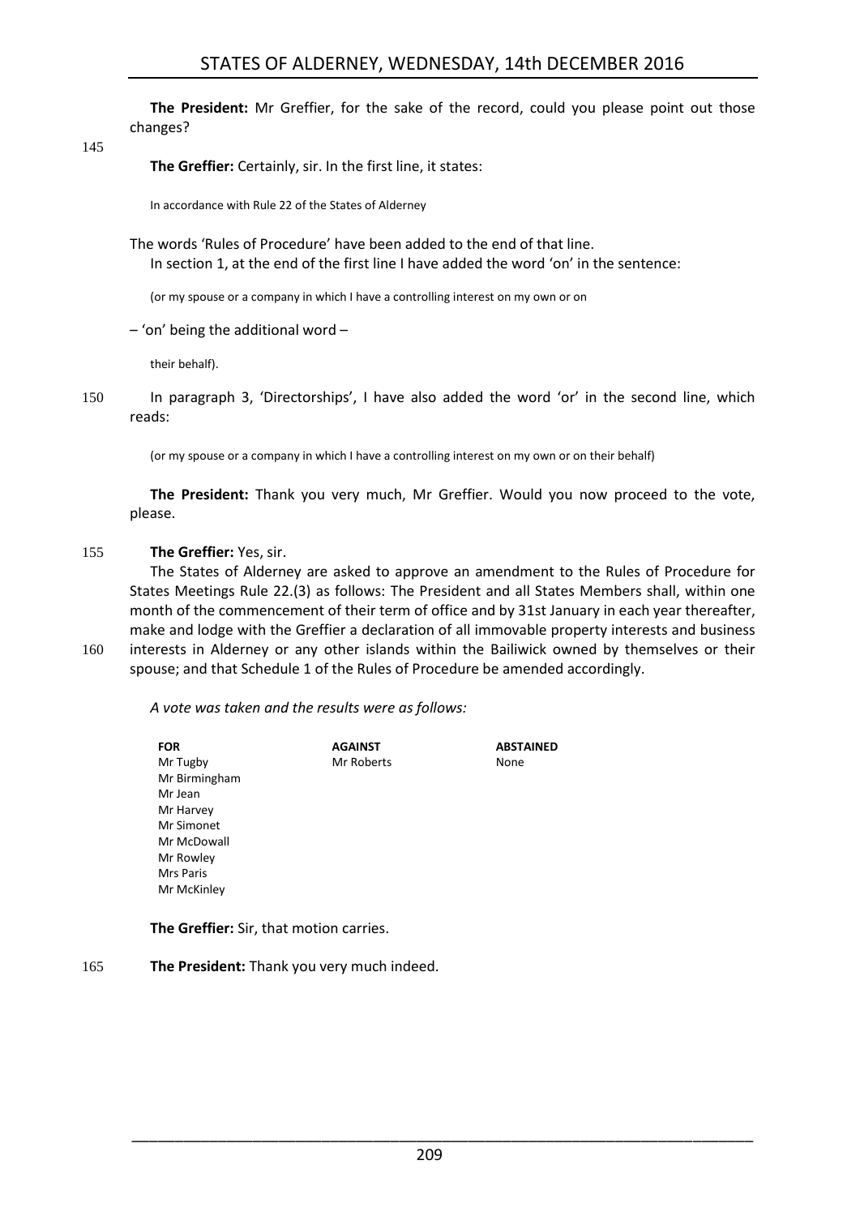**The President:** Mr Greffier, for the sake of the record, could you please point out those changes?

**The Greffier:** Certainly, sir. In the first line, it states:

> In accordance with Rule 22 of the States of Alderney

The words 'Rules of Procedure' have been added to the end of that line.

In section 1, at the end of the first line I have added the word 'on' in the sentence:

> (or my spouse or a company in which I have a controlling interest on my own or on

– 'on' being the additional word –

> their behalf).

In paragraph 3, 'Directorships', I have also added the word 'or' in the second line, which reads:

> (or my spouse or a company in which I have a controlling interest on my own or on their behalf)

**The President:** Thank you very much, Mr Greffier. Would you now proceed to the vote, please.

**The Greffier:** Yes, sir.

The States of Alderney are asked to approve an amendment to the Rules of Procedure for States Meetings Rule 22.(3) as follows: The President and all States Members shall, within one month of the commencement of their term of office and by 31st January in each year thereafter, make and lodge with the Greffier a declaration of all immovable property interests and business interests in Alderney or any other islands within the Bailiwick owned by themselves or their spouse; and that Schedule 1 of the Rules of Procedure be amended accordingly.

*A vote was taken and the results were as follows:*

| FOR | AGAINST | ABSTAINED |
|---|---|---|
| Mr Tugby | Mr Roberts | None |
| Mr Birmingham | | |
| Mr Jean | | |
| Mr Harvey | | |
| Mr Simonet | | |
| Mr McDowall | | |
| Mr Rowley | | |
| Mrs Paris | | |
| Mr McKinley | | |

**The Greffier:** Sir, that motion carries.

**The President:** Thank you very much indeed.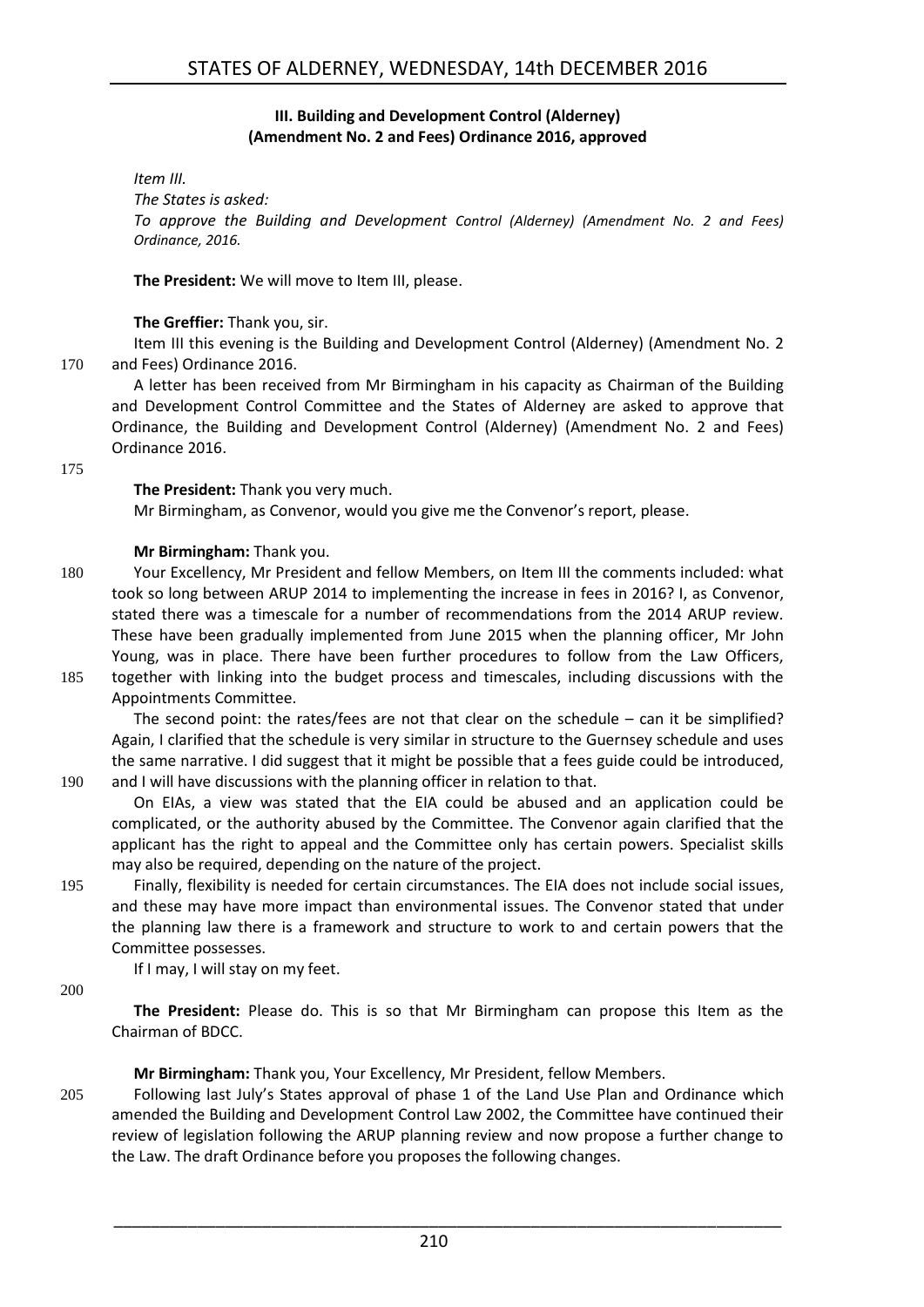### III. Building and Development Control (Alderney) (Amendment No. 2 and Fees) Ordinance 2016, approved

*Item III.*

*The States is asked:*

*To approve the Building and Development Control (Alderney) (Amendment No. 2 and Fees) Ordinance, 2016.*

**The President:** We will move to Item III, please.

**The Greffier:** Thank you, sir.

Item III this evening is the Building and Development Control (Alderney) (Amendment No. 2 and Fees) Ordinance 2016.

A letter has been received from Mr Birmingham in his capacity as Chairman of the Building and Development Control Committee and the States of Alderney are asked to approve that Ordinance, the Building and Development Control (Alderney) (Amendment No. 2 and Fees) Ordinance 2016.

**The President:** Thank you very much.

Mr Birmingham, as Convenor, would you give me the Convenor's report, please.

**Mr Birmingham:** Thank you.

Your Excellency, Mr President and fellow Members, on Item III the comments included: what took so long between ARUP 2014 to implementing the increase in fees in 2016? I, as Convenor, stated there was a timescale for a number of recommendations from the 2014 ARUP review. These have been gradually implemented from June 2015 when the planning officer, Mr John Young, was in place. There have been further procedures to follow from the Law Officers, together with linking into the budget process and timescales, including discussions with the Appointments Committee.

The second point: the rates/fees are not that clear on the schedule – can it be simplified? Again, I clarified that the schedule is very similar in structure to the Guernsey schedule and uses the same narrative. I did suggest that it might be possible that a fees guide could be introduced, and I will have discussions with the planning officer in relation to that.

On EIAs, a view was stated that the EIA could be abused and an application could be complicated, or the authority abused by the Committee. The Convenor again clarified that the applicant has the right to appeal and the Committee only has certain powers. Specialist skills may also be required, depending on the nature of the project.

Finally, flexibility is needed for certain circumstances. The EIA does not include social issues, and these may have more impact than environmental issues. The Convenor stated that under the planning law there is a framework and structure to work to and certain powers that the Committee possesses.

If I may, I will stay on my feet.

**The President:** Please do. This is so that Mr Birmingham can propose this Item as the Chairman of BDCC.

**Mr Birmingham:** Thank you, Your Excellency, Mr President, fellow Members.

Following last July's States approval of phase 1 of the Land Use Plan and Ordinance which amended the Building and Development Control Law 2002, the Committee have continued their review of legislation following the ARUP planning review and now propose a further change to the Law. The draft Ordinance before you proposes the following changes.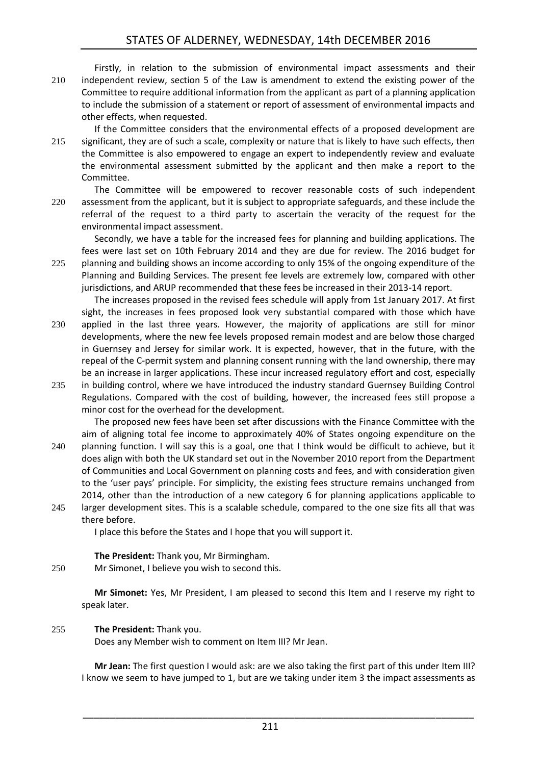Firstly, in relation to the submission of environmental impact assessments and their independent review, section 5 of the Law is amendment to extend the existing power of the Committee to require additional information from the applicant as part of a planning application to include the submission of a statement or report of assessment of environmental impacts and other effects, when requested.

If the Committee considers that the environmental effects of a proposed development are significant, they are of such a scale, complexity or nature that is likely to have such effects, then the Committee is also empowered to engage an expert to independently review and evaluate the environmental assessment submitted by the applicant and then make a report to the Committee.

The Committee will be empowered to recover reasonable costs of such independent assessment from the applicant, but it is subject to appropriate safeguards, and these include the referral of the request to a third party to ascertain the veracity of the request for the environmental impact assessment.

Secondly, we have a table for the increased fees for planning and building applications. The fees were last set on 10th February 2014 and they are due for review. The 2016 budget for planning and building shows an income according to only 15% of the ongoing expenditure of the Planning and Building Services. The present fee levels are extremely low, compared with other jurisdictions, and ARUP recommended that these fees be increased in their 2013-14 report.

The increases proposed in the revised fees schedule will apply from 1st January 2017. At first sight, the increases in fees proposed look very substantial compared with those which have applied in the last three years. However, the majority of applications are still for minor developments, where the new fee levels proposed remain modest and are below those charged in Guernsey and Jersey for similar work. It is expected, however, that in the future, with the repeal of the C-permit system and planning consent running with the land ownership, there may be an increase in larger applications. These incur increased regulatory effort and cost, especially in building control, where we have introduced the industry standard Guernsey Building Control Regulations. Compared with the cost of building, however, the increased fees still propose a minor cost for the overhead for the development.

The proposed new fees have been set after discussions with the Finance Committee with the aim of aligning total fee income to approximately 40% of States ongoing expenditure on the planning function. I will say this is a goal, one that I think would be difficult to achieve, but it does align with both the UK standard set out in the November 2010 report from the Department of Communities and Local Government on planning costs and fees, and with consideration given to the 'user pays' principle. For simplicity, the existing fees structure remains unchanged from 2014, other than the introduction of a new category 6 for planning applications applicable to larger development sites. This is a scalable schedule, compared to the one size fits all that was there before.

I place this before the States and I hope that you will support it.

**The President:** Thank you, Mr Birmingham.

Mr Simonet, I believe you wish to second this.

**Mr Simonet:** Yes, Mr President, I am pleased to second this Item and I reserve my right to speak later.

**The President:** Thank you.

Does any Member wish to comment on Item III? Mr Jean.

**Mr Jean:** The first question I would ask: are we also taking the first part of this under Item III? I know we seem to have jumped to 1, but are we taking under item 3 the impact assessments as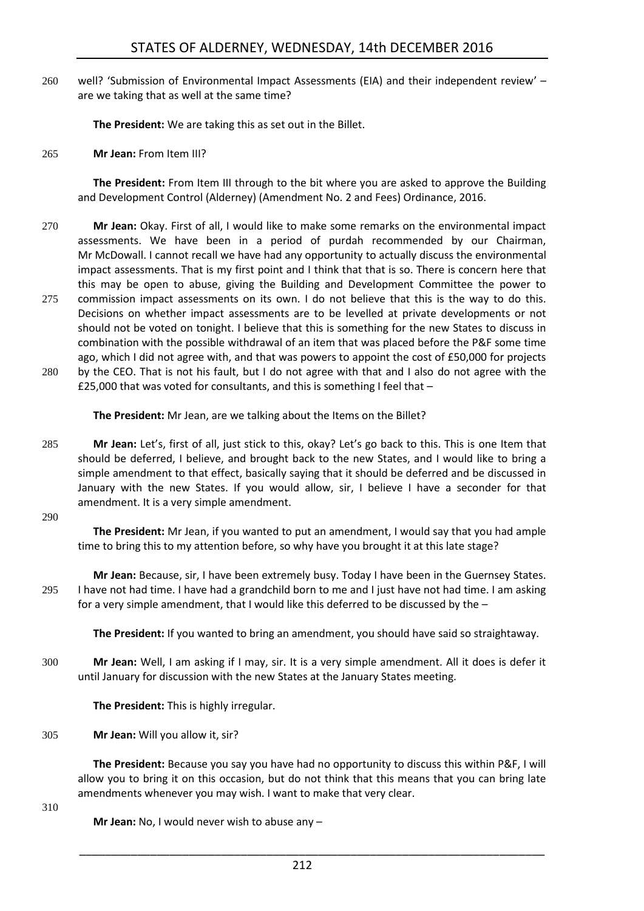well? 'Submission of Environmental Impact Assessments (EIA) and their independent review' – are we taking that as well at the same time?

**The President:** We are taking this as set out in the Billet.

**Mr Jean:** From Item III?

**The President:** From Item III through to the bit where you are asked to approve the Building and Development Control (Alderney) (Amendment No. 2 and Fees) Ordinance, 2016.

**Mr Jean:** Okay. First of all, I would like to make some remarks on the environmental impact assessments. We have been in a period of purdah recommended by our Chairman, Mr McDowall. I cannot recall we have had any opportunity to actually discuss the environmental impact assessments. That is my first point and I think that that is so. There is concern here that this may be open to abuse, giving the Building and Development Committee the power to commission impact assessments on its own. I do not believe that this is the way to do this. Decisions on whether impact assessments are to be levelled at private developments or not should not be voted on tonight. I believe that this is something for the new States to discuss in combination with the possible withdrawal of an item that was placed before the P&F some time ago, which I did not agree with, and that was powers to appoint the cost of £50,000 for projects by the CEO. That is not his fault, but I do not agree with that and I also do not agree with the £25,000 that was voted for consultants, and this is something I feel that –

**The President:** Mr Jean, are we talking about the Items on the Billet?

**Mr Jean:** Let's, first of all, just stick to this, okay? Let's go back to this. This is one Item that should be deferred, I believe, and brought back to the new States, and I would like to bring a simple amendment to that effect, basically saying that it should be deferred and be discussed in January with the new States. If you would allow, sir, I believe I have a seconder for that amendment. It is a very simple amendment.

**The President:** Mr Jean, if you wanted to put an amendment, I would say that you had ample time to bring this to my attention before, so why have you brought it at this late stage?

**Mr Jean:** Because, sir, I have been extremely busy. Today I have been in the Guernsey States. I have not had time. I have had a grandchild born to me and I just have not had time. I am asking for a very simple amendment, that I would like this deferred to be discussed by the –

**The President:** If you wanted to bring an amendment, you should have said so straightaway.

**Mr Jean:** Well, I am asking if I may, sir. It is a very simple amendment. All it does is defer it until January for discussion with the new States at the January States meeting.

**The President:** This is highly irregular.

**Mr Jean:** Will you allow it, sir?

**The President:** Because you say you have had no opportunity to discuss this within P&F, I will allow you to bring it on this occasion, but do not think that this means that you can bring late amendments whenever you may wish. I want to make that very clear.

**Mr Jean:** No, I would never wish to abuse any –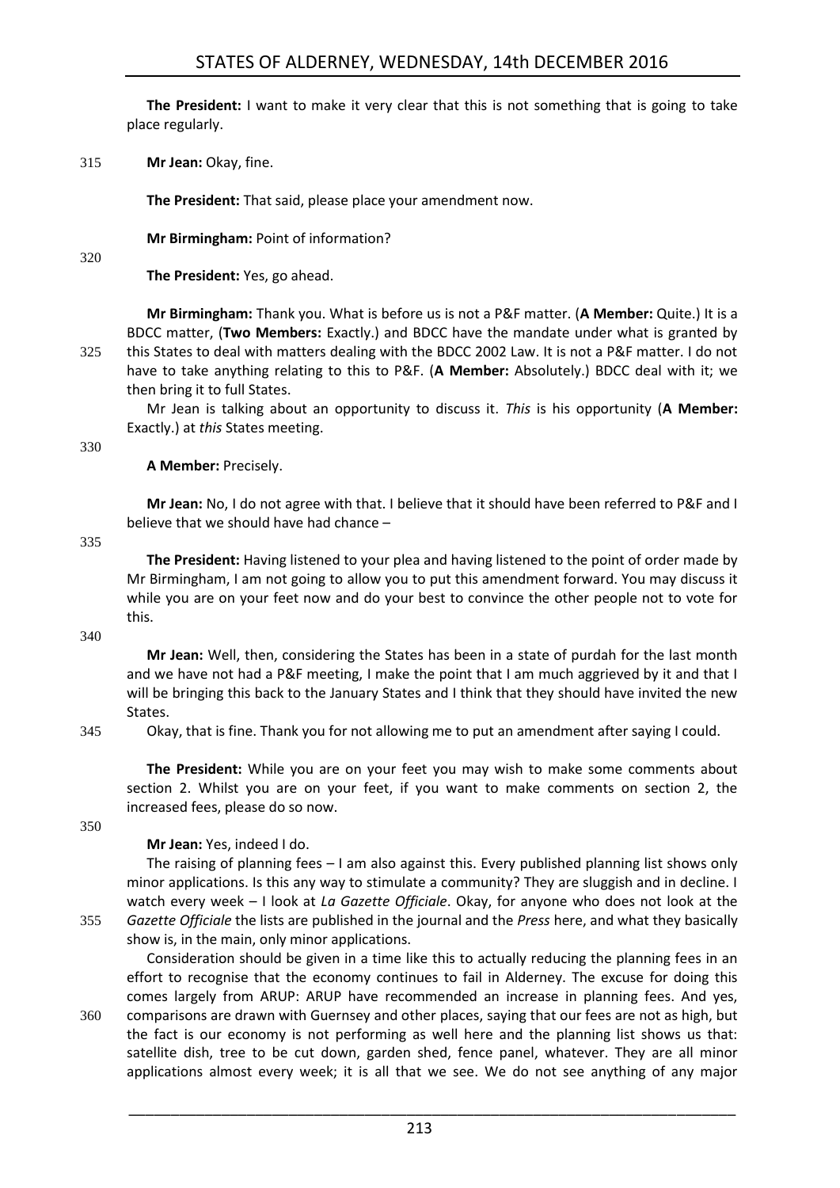**The President:** I want to make it very clear that this is not something that is going to take place regularly.

**Mr Jean:** Okay, fine.

**The President:** That said, please place your amendment now.

**Mr Birmingham:** Point of information?

**The President:** Yes, go ahead.

**Mr Birmingham:** Thank you. What is before us is not a P&F matter. (**A Member:** Quite.) It is a BDCC matter, (**Two Members:** Exactly.) and BDCC have the mandate under what is granted by this States to deal with matters dealing with the BDCC 2002 Law. It is not a P&F matter. I do not have to take anything relating to this to P&F. (**A Member:** Absolutely.) BDCC deal with it; we then bring it to full States.

Mr Jean is talking about an opportunity to discuss it. *This* is his opportunity (**A Member:** Exactly.) at *this* States meeting.

**A Member:** Precisely.

**Mr Jean:** No, I do not agree with that. I believe that it should have been referred to P&F and I believe that we should have had chance –

**The President:** Having listened to your plea and having listened to the point of order made by Mr Birmingham, I am not going to allow you to put this amendment forward. You may discuss it while you are on your feet now and do your best to convince the other people not to vote for this.

**Mr Jean:** Well, then, considering the States has been in a state of purdah for the last month and we have not had a P&F meeting, I make the point that I am much aggrieved by it and that I will be bringing this back to the January States and I think that they should have invited the new States.

Okay, that is fine. Thank you for not allowing me to put an amendment after saying I could.

**The President:** While you are on your feet you may wish to make some comments about section 2. Whilst you are on your feet, if you want to make comments on section 2, the increased fees, please do so now.

**Mr Jean:** Yes, indeed I do.

The raising of planning fees – I am also against this. Every published planning list shows only minor applications. Is this any way to stimulate a community? They are sluggish and in decline. I watch every week – I look at *La Gazette Officiale*. Okay, for anyone who does not look at the *Gazette Officiale* the lists are published in the journal and the *Press* here, and what they basically show is, in the main, only minor applications.

Consideration should be given in a time like this to actually reducing the planning fees in an effort to recognise that the economy continues to fail in Alderney. The excuse for doing this comes largely from ARUP: ARUP have recommended an increase in planning fees. And yes, comparisons are drawn with Guernsey and other places, saying that our fees are not as high, but the fact is our economy is not performing as well here and the planning list shows us that: satellite dish, tree to be cut down, garden shed, fence panel, whatever. They are all minor applications almost every week; it is all that we see. We do not see anything of any major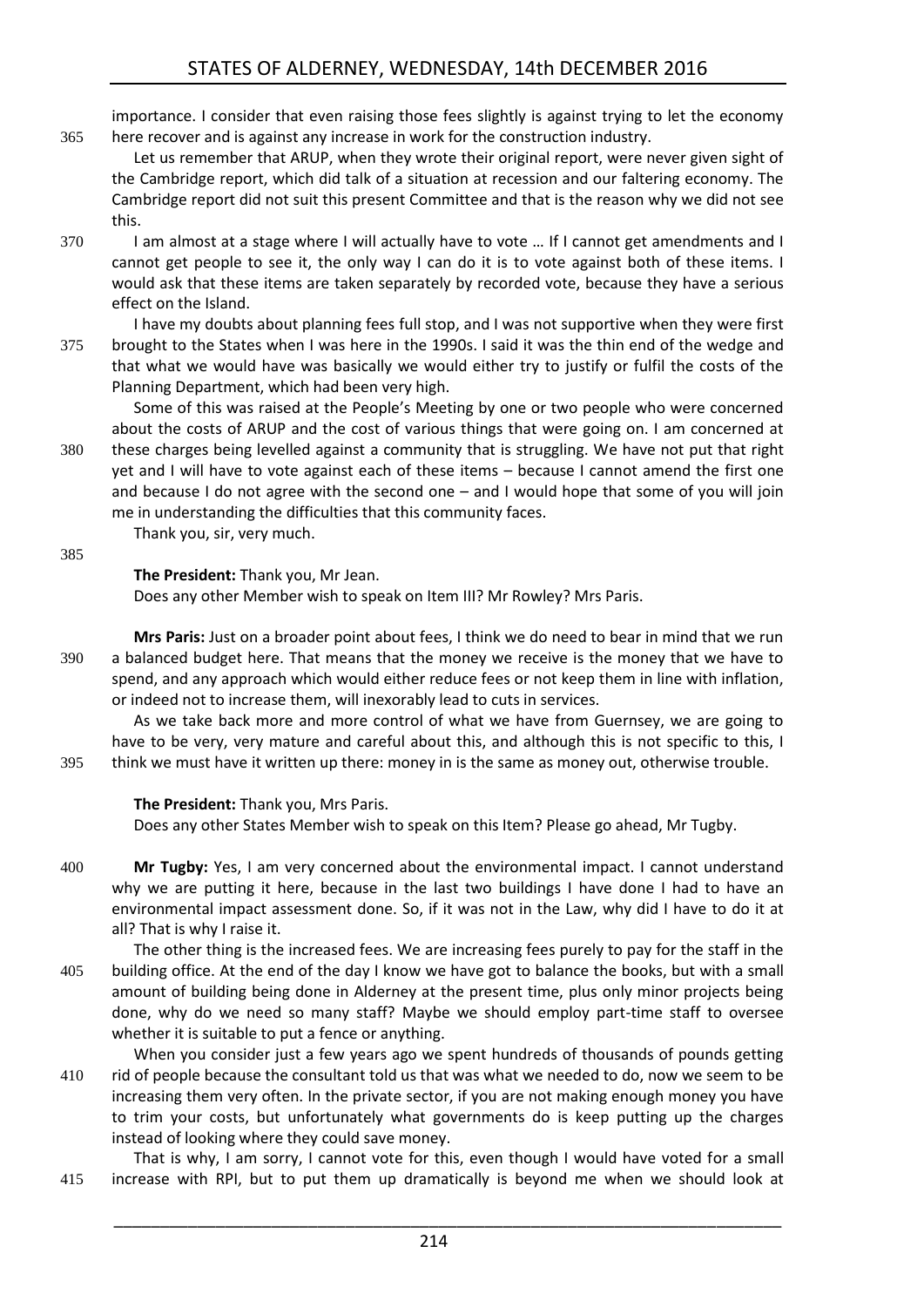importance. I consider that even raising those fees slightly is against trying to let the economy here recover and is against any increase in work for the construction industry.

Let us remember that ARUP, when they wrote their original report, were never given sight of the Cambridge report, which did talk of a situation at recession and our faltering economy. The Cambridge report did not suit this present Committee and that is the reason why we did not see this.

I am almost at a stage where I will actually have to vote … If I cannot get amendments and I cannot get people to see it, the only way I can do it is to vote against both of these items. I would ask that these items are taken separately by recorded vote, because they have a serious effect on the Island.

I have my doubts about planning fees full stop, and I was not supportive when they were first brought to the States when I was here in the 1990s. I said it was the thin end of the wedge and that what we would have was basically we would either try to justify or fulfil the costs of the Planning Department, which had been very high.

Some of this was raised at the People's Meeting by one or two people who were concerned about the costs of ARUP and the cost of various things that were going on. I am concerned at these charges being levelled against a community that is struggling. We have not put that right yet and I will have to vote against each of these items – because I cannot amend the first one and because I do not agree with the second one – and I would hope that some of you will join me in understanding the difficulties that this community faces.

Thank you, sir, very much.

**The President:** Thank you, Mr Jean.

Does any other Member wish to speak on Item III? Mr Rowley? Mrs Paris.

**Mrs Paris:** Just on a broader point about fees, I think we do need to bear in mind that we run a balanced budget here. That means that the money we receive is the money that we have to spend, and any approach which would either reduce fees or not keep them in line with inflation, or indeed not to increase them, will inexorably lead to cuts in services.

As we take back more and more control of what we have from Guernsey, we are going to have to be very, very mature and careful about this, and although this is not specific to this, I think we must have it written up there: money in is the same as money out, otherwise trouble.

**The President:** Thank you, Mrs Paris.

Does any other States Member wish to speak on this Item? Please go ahead, Mr Tugby.

**Mr Tugby:** Yes, I am very concerned about the environmental impact. I cannot understand why we are putting it here, because in the last two buildings I have done I had to have an environmental impact assessment done. So, if it was not in the Law, why did I have to do it at all? That is why I raise it.

The other thing is the increased fees. We are increasing fees purely to pay for the staff in the building office. At the end of the day I know we have got to balance the books, but with a small amount of building being done in Alderney at the present time, plus only minor projects being done, why do we need so many staff? Maybe we should employ part-time staff to oversee whether it is suitable to put a fence or anything.

When you consider just a few years ago we spent hundreds of thousands of pounds getting rid of people because the consultant told us that was what we needed to do, now we seem to be increasing them very often. In the private sector, if you are not making enough money you have to trim your costs, but unfortunately what governments do is keep putting up the charges instead of looking where they could save money.

That is why, I am sorry, I cannot vote for this, even though I would have voted for a small increase with RPI, but to put them up dramatically is beyond me when we should look at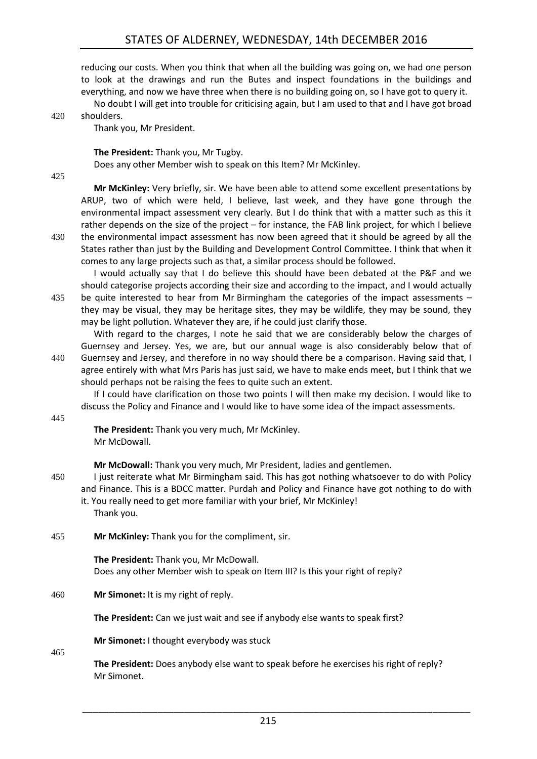reducing our costs. When you think that when all the building was going on, we had one person to look at the drawings and run the Butes and inspect foundations in the buildings and everything, and now we have three when there is no building going on, so I have got to query it.

No doubt I will get into trouble for criticising again, but I am used to that and I have got broad shoulders.

Thank you, Mr President.

**The President:** Thank you, Mr Tugby.

Does any other Member wish to speak on this Item? Mr McKinley.

**Mr McKinley:** Very briefly, sir. We have been able to attend some excellent presentations by ARUP, two of which were held, I believe, last week, and they have gone through the environmental impact assessment very clearly. But I do think that with a matter such as this it rather depends on the size of the project – for instance, the FAB link project, for which I believe the environmental impact assessment has now been agreed that it should be agreed by all the States rather than just by the Building and Development Control Committee. I think that when it comes to any large projects such as that, a similar process should be followed.

I would actually say that I do believe this should have been debated at the P&F and we should categorise projects according their size and according to the impact, and I would actually be quite interested to hear from Mr Birmingham the categories of the impact assessments – they may be visual, they may be heritage sites, they may be wildlife, they may be sound, they may be light pollution. Whatever they are, if he could just clarify those.

With regard to the charges, I note he said that we are considerably below the charges of Guernsey and Jersey. Yes, we are, but our annual wage is also considerably below that of Guernsey and Jersey, and therefore in no way should there be a comparison. Having said that, I agree entirely with what Mrs Paris has just said, we have to make ends meet, but I think that we should perhaps not be raising the fees to quite such an extent.

If I could have clarification on those two points I will then make my decision. I would like to discuss the Policy and Finance and I would like to have some idea of the impact assessments.

**The President:** Thank you very much, Mr McKinley.

Mr McDowall.

**Mr McDowall:** Thank you very much, Mr President, ladies and gentlemen.

I just reiterate what Mr Birmingham said. This has got nothing whatsoever to do with Policy and Finance. This is a BDCC matter. Purdah and Policy and Finance have got nothing to do with it. You really need to get more familiar with your brief, Mr McKinley!

Thank you.

**Mr McKinley:** Thank you for the compliment, sir.

**The President:** Thank you, Mr McDowall.

Does any other Member wish to speak on Item III? Is this your right of reply?

**Mr Simonet:** It is my right of reply.

**The President:** Can we just wait and see if anybody else wants to speak first?

**Mr Simonet:** I thought everybody was stuck

**The President:** Does anybody else want to speak before he exercises his right of reply?

Mr Simonet.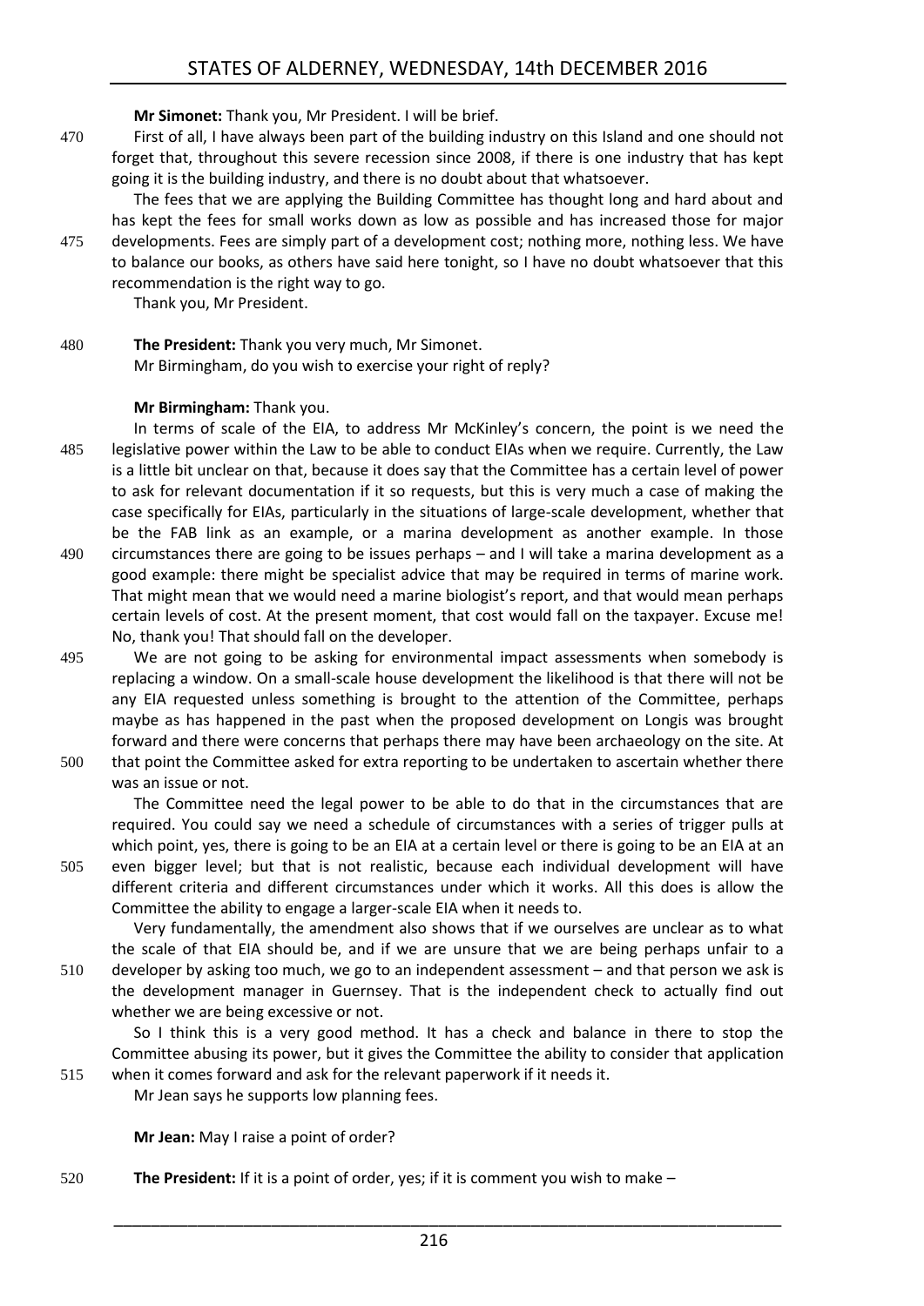**Mr Simonet:** Thank you, Mr President. I will be brief.

First of all, I have always been part of the building industry on this Island and one should not forget that, throughout this severe recession since 2008, if there is one industry that has kept going it is the building industry, and there is no doubt about that whatsoever.

The fees that we are applying the Building Committee has thought long and hard about and has kept the fees for small works down as low as possible and has increased those for major developments. Fees are simply part of a development cost; nothing more, nothing less. We have to balance our books, as others have said here tonight, so I have no doubt whatsoever that this recommendation is the right way to go.

Thank you, Mr President.

**The President:** Thank you very much, Mr Simonet.

Mr Birmingham, do you wish to exercise your right of reply?

**Mr Birmingham:** Thank you.

In terms of scale of the EIA, to address Mr McKinley's concern, the point is we need the legislative power within the Law to be able to conduct EIAs when we require. Currently, the Law is a little bit unclear on that, because it does say that the Committee has a certain level of power to ask for relevant documentation if it so requests, but this is very much a case of making the case specifically for EIAs, particularly in the situations of large-scale development, whether that be the FAB link as an example, or a marina development as another example. In those circumstances there are going to be issues perhaps – and I will take a marina development as a good example: there might be specialist advice that may be required in terms of marine work. That might mean that we would need a marine biologist's report, and that would mean perhaps certain levels of cost. At the present moment, that cost would fall on the taxpayer. Excuse me! No, thank you! That should fall on the developer.

We are not going to be asking for environmental impact assessments when somebody is replacing a window. On a small-scale house development the likelihood is that there will not be any EIA requested unless something is brought to the attention of the Committee, perhaps maybe as has happened in the past when the proposed development on Longis was brought forward and there were concerns that perhaps there may have been archaeology on the site. At that point the Committee asked for extra reporting to be undertaken to ascertain whether there was an issue or not.

The Committee need the legal power to be able to do that in the circumstances that are required. You could say we need a schedule of circumstances with a series of trigger pulls at which point, yes, there is going to be an EIA at a certain level or there is going to be an EIA at an even bigger level; but that is not realistic, because each individual development will have different criteria and different circumstances under which it works. All this does is allow the Committee the ability to engage a larger-scale EIA when it needs to.

Very fundamentally, the amendment also shows that if we ourselves are unclear as to what the scale of that EIA should be, and if we are unsure that we are being perhaps unfair to a developer by asking too much, we go to an independent assessment – and that person we ask is the development manager in Guernsey. That is the independent check to actually find out whether we are being excessive or not.

So I think this is a very good method. It has a check and balance in there to stop the Committee abusing its power, but it gives the Committee the ability to consider that application when it comes forward and ask for the relevant paperwork if it needs it.

Mr Jean says he supports low planning fees.

**Mr Jean:** May I raise a point of order?

**The President:** If it is a point of order, yes; if it is comment you wish to make –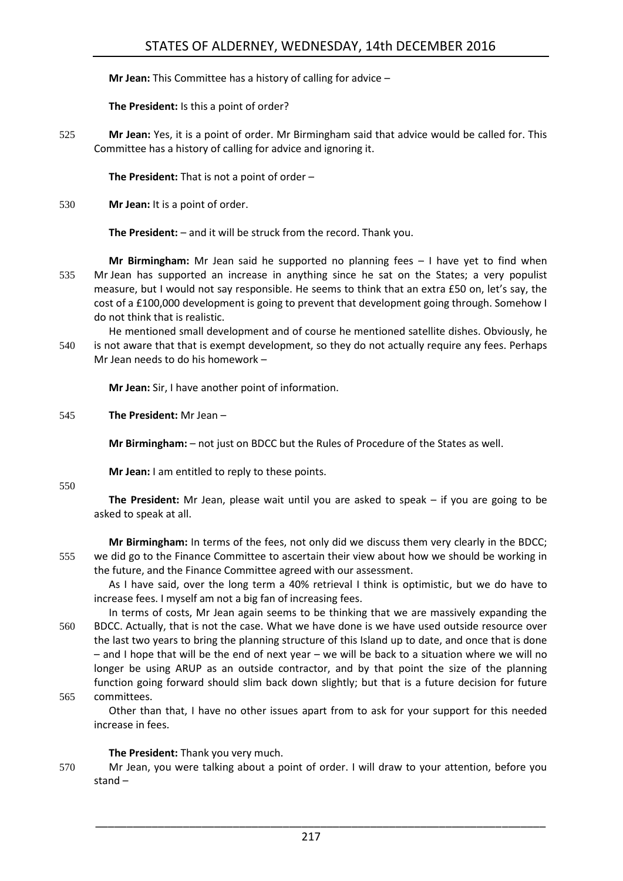**Mr Jean:** This Committee has a history of calling for advice –

**The President:** Is this a point of order?

**Mr Jean:** Yes, it is a point of order. Mr Birmingham said that advice would be called for. This Committee has a history of calling for advice and ignoring it.

**The President:** That is not a point of order –

**Mr Jean:** It is a point of order.

**The President:** – and it will be struck from the record. Thank you.

**Mr Birmingham:** Mr Jean said he supported no planning fees – I have yet to find when Mr Jean has supported an increase in anything since he sat on the States; a very populist measure, but I would not say responsible. He seems to think that an extra £50 on, let's say, the cost of a £100,000 development is going to prevent that development going through. Somehow I do not think that is realistic.

He mentioned small development and of course he mentioned satellite dishes. Obviously, he is not aware that that is exempt development, so they do not actually require any fees. Perhaps Mr Jean needs to do his homework –

**Mr Jean:** Sir, I have another point of information.

**The President:** Mr Jean –

**Mr Birmingham:** – not just on BDCC but the Rules of Procedure of the States as well.

**Mr Jean:** I am entitled to reply to these points.

**The President:** Mr Jean, please wait until you are asked to speak – if you are going to be asked to speak at all.

**Mr Birmingham:** In terms of the fees, not only did we discuss them very clearly in the BDCC; we did go to the Finance Committee to ascertain their view about how we should be working in the future, and the Finance Committee agreed with our assessment.

As I have said, over the long term a 40% retrieval I think is optimistic, but we do have to increase fees. I myself am not a big fan of increasing fees.

In terms of costs, Mr Jean again seems to be thinking that we are massively expanding the BDCC. Actually, that is not the case. What we have done is we have used outside resource over the last two years to bring the planning structure of this Island up to date, and once that is done – and I hope that will be the end of next year – we will be back to a situation where we will no longer be using ARUP as an outside contractor, and by that point the size of the planning function going forward should slim back down slightly; but that is a future decision for future committees.

Other than that, I have no other issues apart from to ask for your support for this needed increase in fees.

**The President:** Thank you very much.

Mr Jean, you were talking about a point of order. I will draw to your attention, before you stand –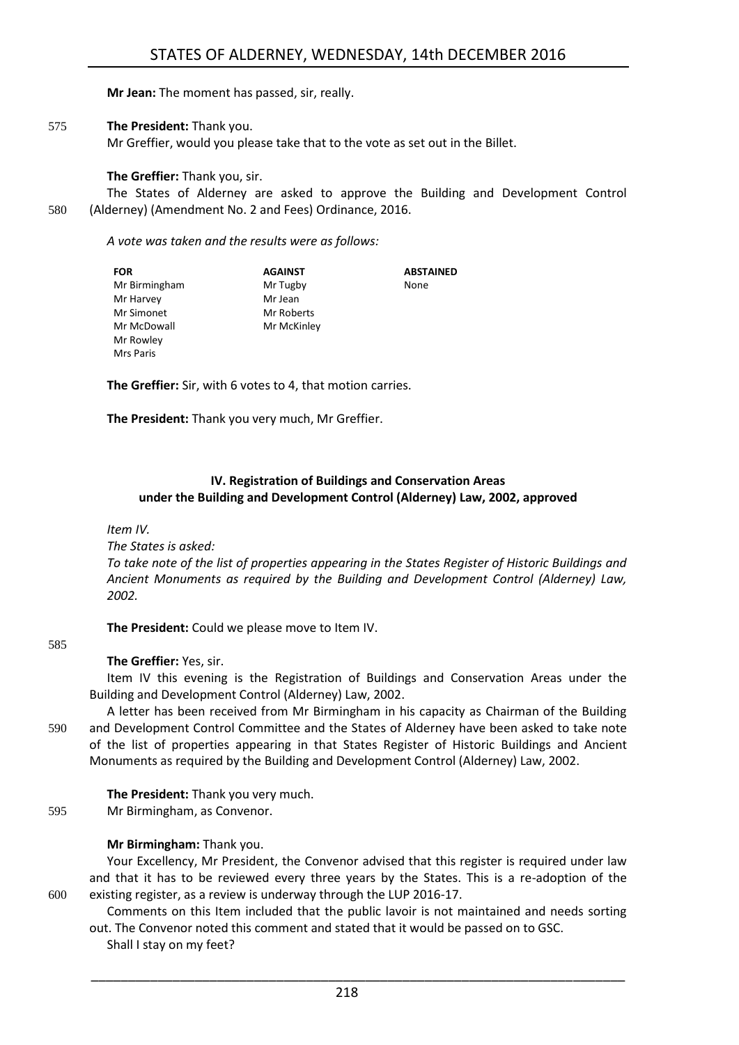**Mr Jean:** The moment has passed, sir, really.

575 **The President:** Thank you.

Mr Greffier, would you please take that to the vote as set out in the Billet.

**The Greffier:** Thank you, sir.

The States of Alderney are asked to approve the Building and Development Control 580 (Alderney) (Amendment No. 2 and Fees) Ordinance, 2016.

*A vote was taken and the results were as follows:*

| FOR | AGAINST | ABSTAINED |
|---|---|---|
| Mr Birmingham | Mr Tugby | None |
| Mr Harvey | Mr Jean | |
| Mr Simonet | Mr Roberts | |
| Mr McDowall | Mr McKinley | |
| Mr Rowley | | |
| Mrs Paris | | |

**The Greffier:** Sir, with 6 votes to 4, that motion carries.

**The President:** Thank you very much, Mr Greffier.

## IV. Registration of Buildings and Conservation Areas under the Building and Development Control (Alderney) Law, 2002, approved

*Item IV.*

*The States is asked:*

*To take note of the list of properties appearing in the States Register of Historic Buildings and Ancient Monuments as required by the Building and Development Control (Alderney) Law, 2002.*

**The President:** Could we please move to Item IV.

585

**The Greffier:** Yes, sir.

Item IV this evening is the Registration of Buildings and Conservation Areas under the Building and Development Control (Alderney) Law, 2002.

A letter has been received from Mr Birmingham in his capacity as Chairman of the Building 590 and Development Control Committee and the States of Alderney have been asked to take note of the list of properties appearing in that States Register of Historic Buildings and Ancient Monuments as required by the Building and Development Control (Alderney) Law, 2002.

**The President:** Thank you very much.

595 Mr Birmingham, as Convenor.

**Mr Birmingham:** Thank you.

Your Excellency, Mr President, the Convenor advised that this register is required under law and that it has to be reviewed every three years by the States. This is a re-adoption of the 600 existing register, as a review is underway through the LUP 2016-17.

Comments on this Item included that the public lavoir is not maintained and needs sorting out. The Convenor noted this comment and stated that it would be passed on to GSC.

Shall I stay on my feet?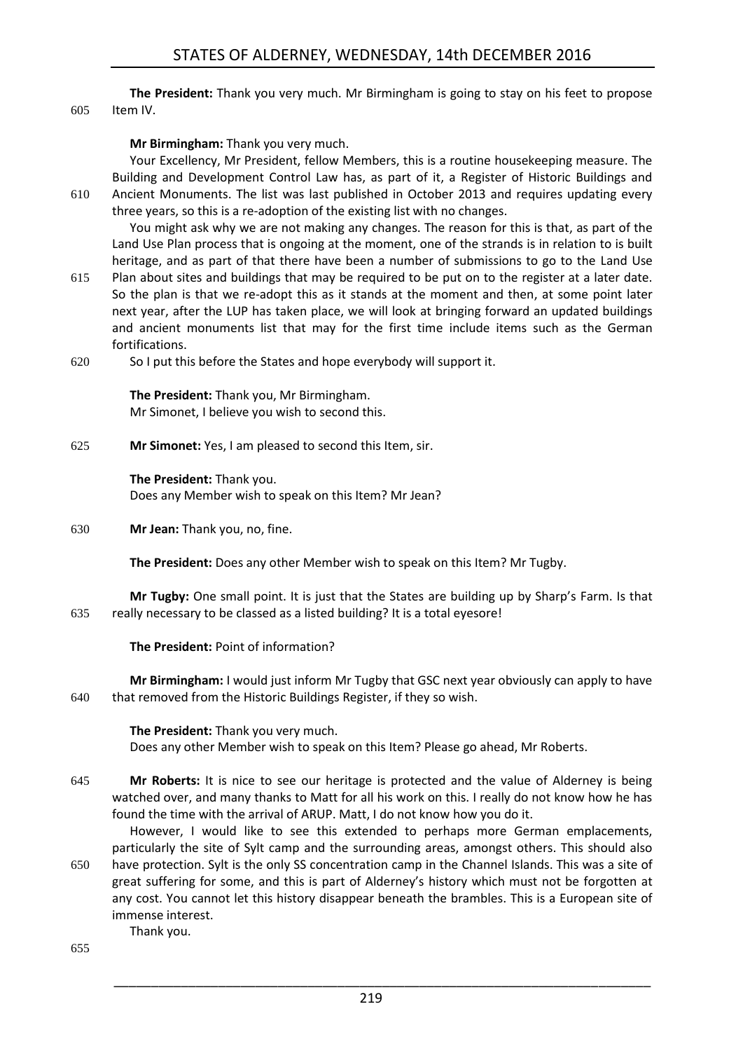**The President:** Thank you very much. Mr Birmingham is going to stay on his feet to propose Item IV.

**Mr Birmingham:** Thank you very much.

Your Excellency, Mr President, fellow Members, this is a routine housekeeping measure. The Building and Development Control Law has, as part of it, a Register of Historic Buildings and Ancient Monuments. The list was last published in October 2013 and requires updating every three years, so this is a re-adoption of the existing list with no changes.

You might ask why we are not making any changes. The reason for this is that, as part of the Land Use Plan process that is ongoing at the moment, one of the strands is in relation to is built heritage, and as part of that there have been a number of submissions to go to the Land Use Plan about sites and buildings that may be required to be put on to the register at a later date. So the plan is that we re-adopt this as it stands at the moment and then, at some point later next year, after the LUP has taken place, we will look at bringing forward an updated buildings and ancient monuments list that may for the first time include items such as the German fortifications.

So I put this before the States and hope everybody will support it.

**The President:** Thank you, Mr Birmingham.
Mr Simonet, I believe you wish to second this.

**Mr Simonet:** Yes, I am pleased to second this Item, sir.

**The President:** Thank you.
Does any Member wish to speak on this Item? Mr Jean?

**Mr Jean:** Thank you, no, fine.

**The President:** Does any other Member wish to speak on this Item? Mr Tugby.

**Mr Tugby:** One small point. It is just that the States are building up by Sharp's Farm. Is that really necessary to be classed as a listed building? It is a total eyesore!

**The President:** Point of information?

**Mr Birmingham:** I would just inform Mr Tugby that GSC next year obviously can apply to have that removed from the Historic Buildings Register, if they so wish.

**The President:** Thank you very much.
Does any other Member wish to speak on this Item? Please go ahead, Mr Roberts.

**Mr Roberts:** It is nice to see our heritage is protected and the value of Alderney is being watched over, and many thanks to Matt for all his work on this. I really do not know how he has found the time with the arrival of ARUP. Matt, I do not know how you do it.

However, I would like to see this extended to perhaps more German emplacements, particularly the site of Sylt camp and the surrounding areas, amongst others. This should also have protection. Sylt is the only SS concentration camp in the Channel Islands. This was a site of great suffering for some, and this is part of Alderney's history which must not be forgotten at any cost. You cannot let this history disappear beneath the brambles. This is a European site of immense interest.

Thank you.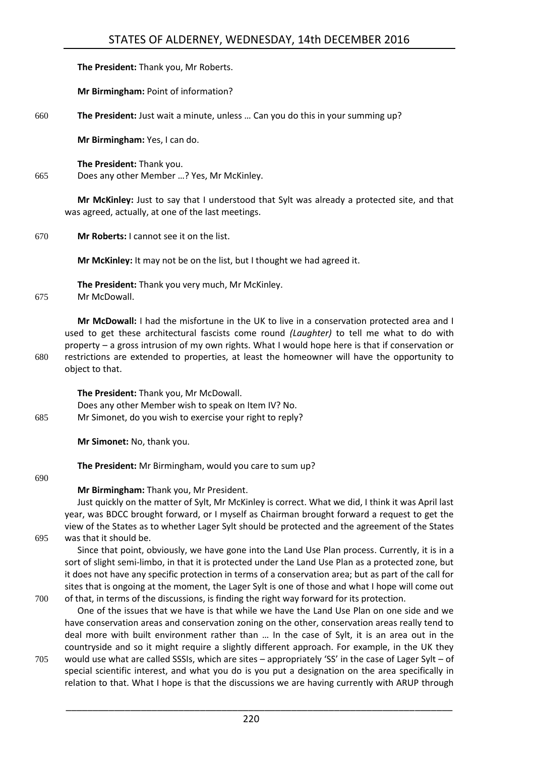**The President:** Thank you, Mr Roberts.

**Mr Birmingham:** Point of information?

**The President:** Just wait a minute, unless … Can you do this in your summing up?

**Mr Birmingham:** Yes, I can do.

**The President:** Thank you.
Does any other Member …? Yes, Mr McKinley.

**Mr McKinley:** Just to say that I understood that Sylt was already a protected site, and that was agreed, actually, at one of the last meetings.

**Mr Roberts:** I cannot see it on the list.

**Mr McKinley:** It may not be on the list, but I thought we had agreed it.

**The President:** Thank you very much, Mr McKinley.
Mr McDowall.

**Mr McDowall:** I had the misfortune in the UK to live in a conservation protected area and I used to get these architectural fascists come round *(Laughter)* to tell me what to do with property – a gross intrusion of my own rights. What I would hope here is that if conservation or restrictions are extended to properties, at least the homeowner will have the opportunity to object to that.

**The President:** Thank you, Mr McDowall.
Does any other Member wish to speak on Item IV? No.
Mr Simonet, do you wish to exercise your right to reply?

**Mr Simonet:** No, thank you.

**The President:** Mr Birmingham, would you care to sum up?

**Mr Birmingham:** Thank you, Mr President.

Just quickly on the matter of Sylt, Mr McKinley is correct. What we did, I think it was April last year, was BDCC brought forward, or I myself as Chairman brought forward a request to get the view of the States as to whether Lager Sylt should be protected and the agreement of the States was that it should be.

Since that point, obviously, we have gone into the Land Use Plan process. Currently, it is in a sort of slight semi-limbo, in that it is protected under the Land Use Plan as a protected zone, but it does not have any specific protection in terms of a conservation area; but as part of the call for sites that is ongoing at the moment, the Lager Sylt is one of those and what I hope will come out of that, in terms of the discussions, is finding the right way forward for its protection.

One of the issues that we have is that while we have the Land Use Plan on one side and we have conservation areas and conservation zoning on the other, conservation areas really tend to deal more with built environment rather than … In the case of Sylt, it is an area out in the countryside and so it might require a slightly different approach. For example, in the UK they would use what are called SSSIs, which are sites – appropriately 'SS' in the case of Lager Sylt – of special scientific interest, and what you do is you put a designation on the area specifically in relation to that. What I hope is that the discussions we are having currently with ARUP through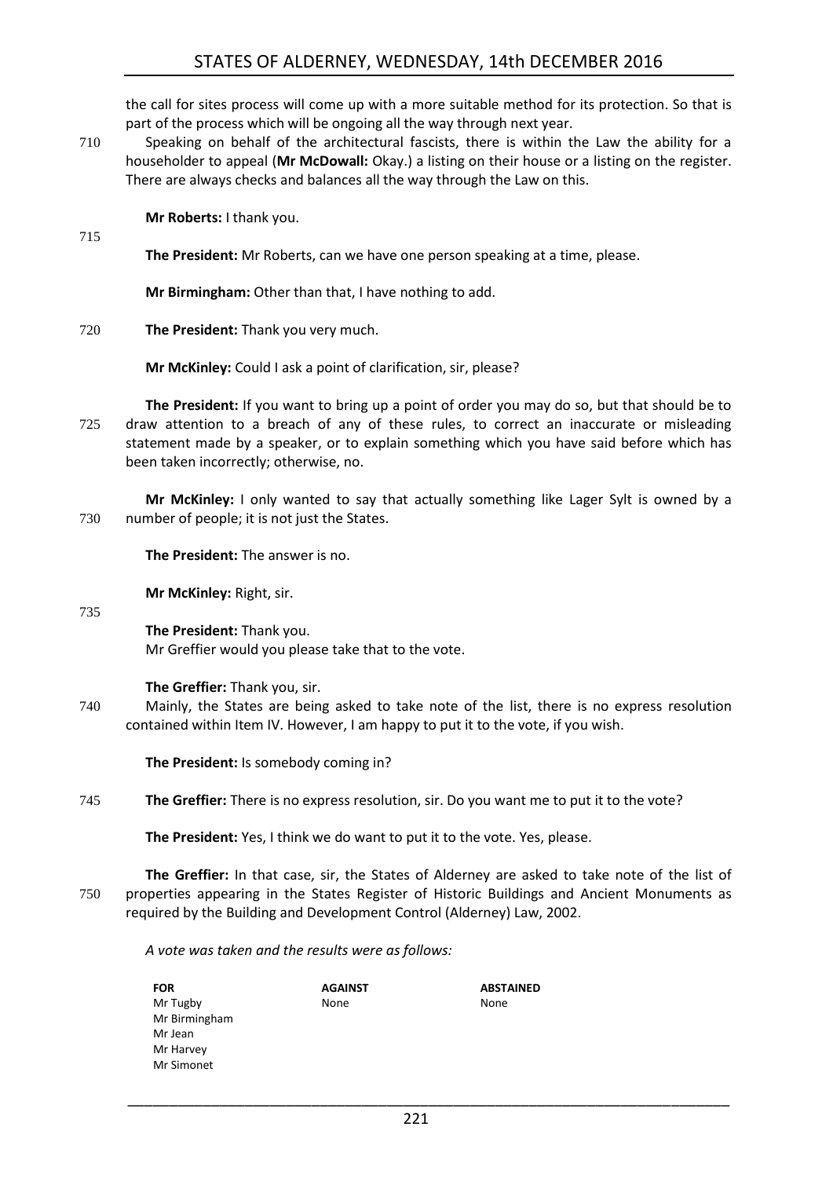the call for sites process will come up with a more suitable method for its protection. So that is part of the process which will be ongoing all the way through next year.

Speaking on behalf of the architectural fascists, there is within the Law the ability for a householder to appeal (**Mr McDowall:** Okay.) a listing on their house or a listing on the register. There are always checks and balances all the way through the Law on this.

**Mr Roberts:** I thank you.

**The President:** Mr Roberts, can we have one person speaking at a time, please.

**Mr Birmingham:** Other than that, I have nothing to add.

**The President:** Thank you very much.

**Mr McKinley:** Could I ask a point of clarification, sir, please?

**The President:** If you want to bring up a point of order you may do so, but that should be to draw attention to a breach of any of these rules, to correct an inaccurate or misleading statement made by a speaker, or to explain something which you have said before which has been taken incorrectly; otherwise, no.

**Mr McKinley:** I only wanted to say that actually something like Lager Sylt is owned by a number of people; it is not just the States.

**The President:** The answer is no.

**Mr McKinley:** Right, sir.

**The President:** Thank you.
Mr Greffier would you please take that to the vote.

**The Greffier:** Thank you, sir.

Mainly, the States are being asked to take note of the list, there is no express resolution contained within Item IV. However, I am happy to put it to the vote, if you wish.

**The President:** Is somebody coming in?

**The Greffier:** There is no express resolution, sir. Do you want me to put it to the vote?

**The President:** Yes, I think we do want to put it to the vote. Yes, please.

**The Greffier:** In that case, sir, the States of Alderney are asked to take note of the list of properties appearing in the States Register of Historic Buildings and Ancient Monuments as required by the Building and Development Control (Alderney) Law, 2002.

*A vote was taken and the results were as follows:*

| FOR | AGAINST | ABSTAINED |
|---|---|---|
| Mr Tugby | None | None |
| Mr Birmingham | | |
| Mr Jean | | |
| Mr Harvey | | |
| Mr Simonet | | |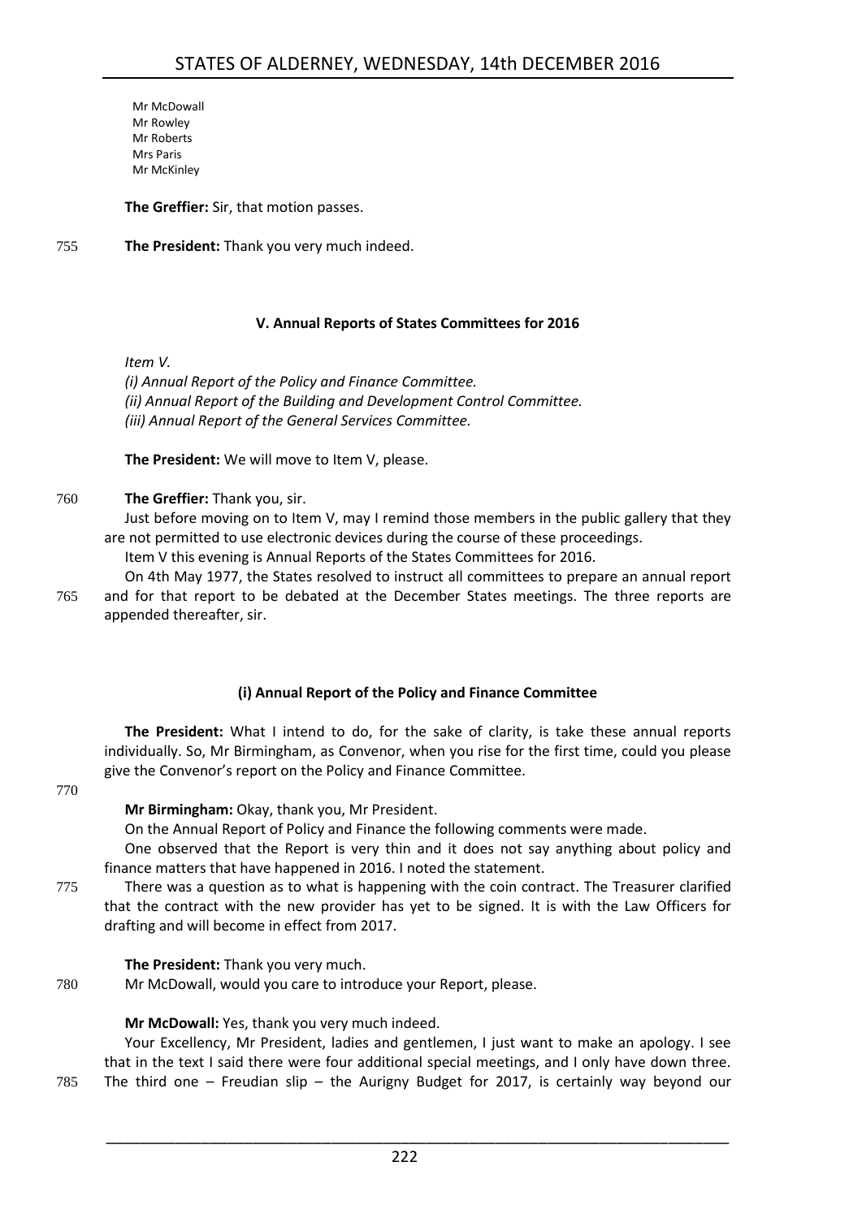Mr McDowall
Mr Rowley
Mr Roberts
Mrs Paris
Mr McKinley

**The Greffier:** Sir, that motion passes.

755 **The President:** Thank you very much indeed.

### V. Annual Reports of States Committees for 2016

*Item V.*

*(i) Annual Report of the Policy and Finance Committee.*
*(ii) Annual Report of the Building and Development Control Committee.*
*(iii) Annual Report of the General Services Committee.*

**The President:** We will move to Item V, please.

760 **The Greffier:** Thank you, sir.

Just before moving on to Item V, may I remind those members in the public gallery that they are not permitted to use electronic devices during the course of these proceedings.

Item V this evening is Annual Reports of the States Committees for 2016.

On 4th May 1977, the States resolved to instruct all committees to prepare an annual report 765 and for that report to be debated at the December States meetings. The three reports are appended thereafter, sir.

### (i) Annual Report of the Policy and Finance Committee

**The President:** What I intend to do, for the sake of clarity, is take these annual reports individually. So, Mr Birmingham, as Convenor, when you rise for the first time, could you please give the Convenor's report on the Policy and Finance Committee.

770

**Mr Birmingham:** Okay, thank you, Mr President.

On the Annual Report of Policy and Finance the following comments were made.

One observed that the Report is very thin and it does not say anything about policy and finance matters that have happened in 2016. I noted the statement.

775 There was a question as to what is happening with the coin contract. The Treasurer clarified that the contract with the new provider has yet to be signed. It is with the Law Officers for drafting and will become in effect from 2017.

**The President:** Thank you very much.

780 Mr McDowall, would you care to introduce your Report, please.

**Mr McDowall:** Yes, thank you very much indeed.

Your Excellency, Mr President, ladies and gentlemen, I just want to make an apology. I see that in the text I said there were four additional special meetings, and I only have down three. 785 The third one – Freudian slip – the Aurigny Budget for 2017, is certainly way beyond our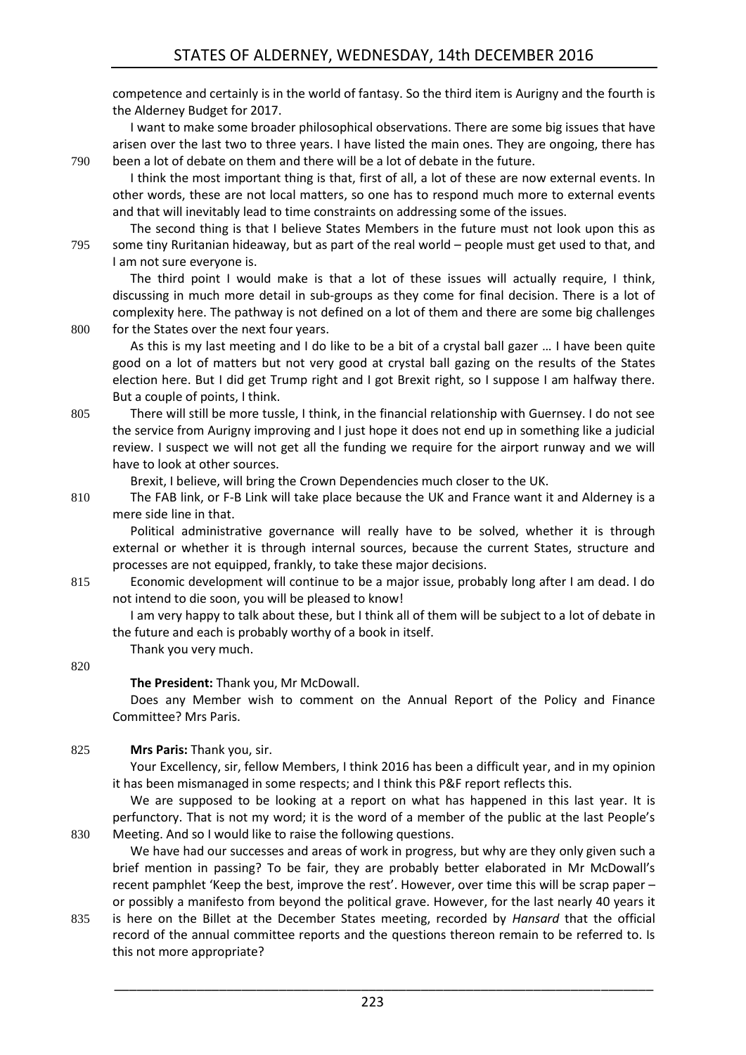competence and certainly is in the world of fantasy. So the third item is Aurigny and the fourth is the Alderney Budget for 2017.

I want to make some broader philosophical observations. There are some big issues that have arisen over the last two to three years. I have listed the main ones. They are ongoing, there has been a lot of debate on them and there will be a lot of debate in the future.

I think the most important thing is that, first of all, a lot of these are now external events. In other words, these are not local matters, so one has to respond much more to external events and that will inevitably lead to time constraints on addressing some of the issues.

The second thing is that I believe States Members in the future must not look upon this as some tiny Ruritanian hideaway, but as part of the real world – people must get used to that, and I am not sure everyone is.

The third point I would make is that a lot of these issues will actually require, I think, discussing in much more detail in sub-groups as they come for final decision. There is a lot of complexity here. The pathway is not defined on a lot of them and there are some big challenges for the States over the next four years.

As this is my last meeting and I do like to be a bit of a crystal ball gazer … I have been quite good on a lot of matters but not very good at crystal ball gazing on the results of the States election here. But I did get Trump right and I got Brexit right, so I suppose I am halfway there. But a couple of points, I think.

There will still be more tussle, I think, in the financial relationship with Guernsey. I do not see the service from Aurigny improving and I just hope it does not end up in something like a judicial review. I suspect we will not get all the funding we require for the airport runway and we will have to look at other sources.

Brexit, I believe, will bring the Crown Dependencies much closer to the UK.

The FAB link, or F-B Link will take place because the UK and France want it and Alderney is a mere side line in that.

Political administrative governance will really have to be solved, whether it is through external or whether it is through internal sources, because the current States, structure and processes are not equipped, frankly, to take these major decisions.

Economic development will continue to be a major issue, probably long after I am dead. I do not intend to die soon, you will be pleased to know!

I am very happy to talk about these, but I think all of them will be subject to a lot of debate in the future and each is probably worthy of a book in itself.

Thank you very much.

**The President:** Thank you, Mr McDowall.

Does any Member wish to comment on the Annual Report of the Policy and Finance Committee? Mrs Paris.

**Mrs Paris:** Thank you, sir.

Your Excellency, sir, fellow Members, I think 2016 has been a difficult year, and in my opinion it has been mismanaged in some respects; and I think this P&F report reflects this.

We are supposed to be looking at a report on what has happened in this last year. It is perfunctory. That is not my word; it is the word of a member of the public at the last People's Meeting. And so I would like to raise the following questions.

We have had our successes and areas of work in progress, but why are they only given such a brief mention in passing? To be fair, they are probably better elaborated in Mr McDowall's recent pamphlet 'Keep the best, improve the rest'. However, over time this will be scrap paper – or possibly a manifesto from beyond the political grave. However, for the last nearly 40 years it is here on the Billet at the December States meeting, recorded by *Hansard* that the official record of the annual committee reports and the questions thereon remain to be referred to. Is this not more appropriate?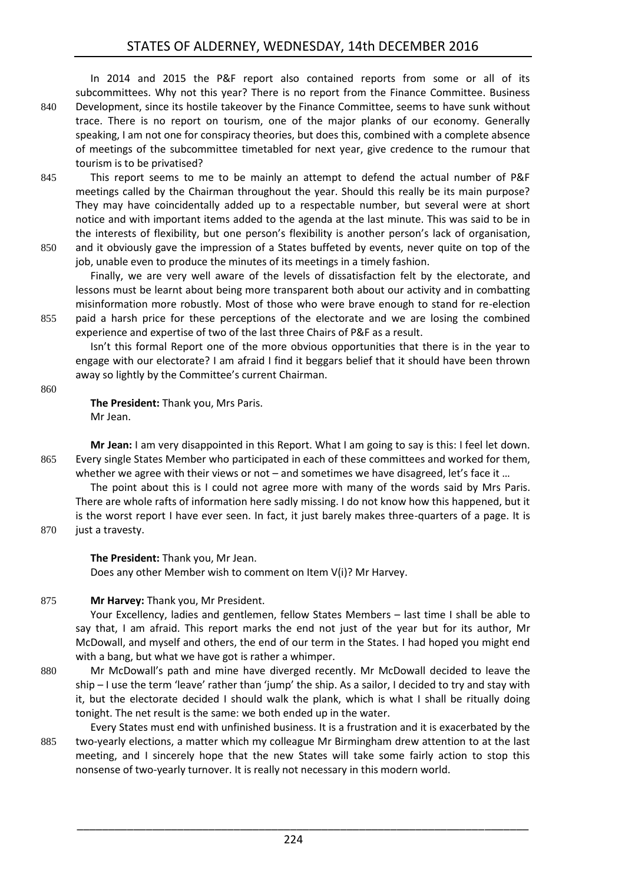In 2014 and 2015 the P&F report also contained reports from some or all of its subcommittees. Why not this year? There is no report from the Finance Committee. Business Development, since its hostile takeover by the Finance Committee, seems to have sunk without trace. There is no report on tourism, one of the major planks of our economy. Generally speaking, I am not one for conspiracy theories, but does this, combined with a complete absence of meetings of the subcommittee timetabled for next year, give credence to the rumour that tourism is to be privatised?

This report seems to me to be mainly an attempt to defend the actual number of P&F meetings called by the Chairman throughout the year. Should this really be its main purpose? They may have coincidentally added up to a respectable number, but several were at short notice and with important items added to the agenda at the last minute. This was said to be in the interests of flexibility, but one person's flexibility is another person's lack of organisation, and it obviously gave the impression of a States buffeted by events, never quite on top of the job, unable even to produce the minutes of its meetings in a timely fashion.

Finally, we are very well aware of the levels of dissatisfaction felt by the electorate, and lessons must be learnt about being more transparent both about our activity and in combatting misinformation more robustly. Most of those who were brave enough to stand for re-election paid a harsh price for these perceptions of the electorate and we are losing the combined experience and expertise of two of the last three Chairs of P&F as a result.

Isn't this formal Report one of the more obvious opportunities that there is in the year to engage with our electorate? I am afraid I find it beggars belief that it should have been thrown away so lightly by the Committee's current Chairman.

**The President:** Thank you, Mrs Paris.
Mr Jean.

**Mr Jean:** I am very disappointed in this Report. What I am going to say is this: I feel let down. Every single States Member who participated in each of these committees and worked for them, whether we agree with their views or not – and sometimes we have disagreed, let's face it …

The point about this is I could not agree more with many of the words said by Mrs Paris. There are whole rafts of information here sadly missing. I do not know how this happened, but it is the worst report I have ever seen. In fact, it just barely makes three-quarters of a page. It is just a travesty.

**The President:** Thank you, Mr Jean.
Does any other Member wish to comment on Item V(i)? Mr Harvey.

**Mr Harvey:** Thank you, Mr President.

Your Excellency, ladies and gentlemen, fellow States Members – last time I shall be able to say that, I am afraid. This report marks the end not just of the year but for its author, Mr McDowall, and myself and others, the end of our term in the States. I had hoped you might end with a bang, but what we have got is rather a whimper.

Mr McDowall's path and mine have diverged recently. Mr McDowall decided to leave the ship – I use the term 'leave' rather than 'jump' the ship. As a sailor, I decided to try and stay with it, but the electorate decided I should walk the plank, which is what I shall be ritually doing tonight. The net result is the same: we both ended up in the water.

Every States must end with unfinished business. It is a frustration and it is exacerbated by the two-yearly elections, a matter which my colleague Mr Birmingham drew attention to at the last meeting, and I sincerely hope that the new States will take some fairly action to stop this nonsense of two-yearly turnover. It is really not necessary in this modern world.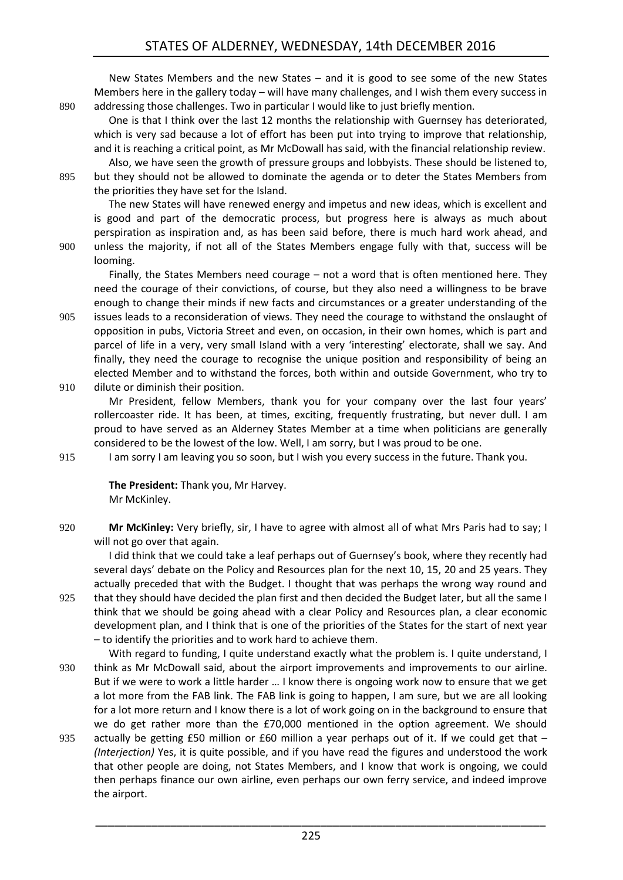New States Members and the new States – and it is good to see some of the new States Members here in the gallery today – will have many challenges, and I wish them every success in addressing those challenges. Two in particular I would like to just briefly mention.

One is that I think over the last 12 months the relationship with Guernsey has deteriorated, which is very sad because a lot of effort has been put into trying to improve that relationship, and it is reaching a critical point, as Mr McDowall has said, with the financial relationship review.

Also, we have seen the growth of pressure groups and lobbyists. These should be listened to, but they should not be allowed to dominate the agenda or to deter the States Members from the priorities they have set for the Island.

The new States will have renewed energy and impetus and new ideas, which is excellent and is good and part of the democratic process, but progress here is always as much about perspiration as inspiration and, as has been said before, there is much hard work ahead, and unless the majority, if not all of the States Members engage fully with that, success will be looming.

Finally, the States Members need courage – not a word that is often mentioned here. They need the courage of their convictions, of course, but they also need a willingness to be brave enough to change their minds if new facts and circumstances or a greater understanding of the issues leads to a reconsideration of views. They need the courage to withstand the onslaught of opposition in pubs, Victoria Street and even, on occasion, in their own homes, which is part and parcel of life in a very, very small Island with a very 'interesting' electorate, shall we say. And finally, they need the courage to recognise the unique position and responsibility of being an elected Member and to withstand the forces, both within and outside Government, who try to dilute or diminish their position.

Mr President, fellow Members, thank you for your company over the last four years' rollercoaster ride. It has been, at times, exciting, frequently frustrating, but never dull. I am proud to have served as an Alderney States Member at a time when politicians are generally considered to be the lowest of the low. Well, I am sorry, but I was proud to be one.

I am sorry I am leaving you so soon, but I wish you every success in the future. Thank you.

**The President:** Thank you, Mr Harvey.
Mr McKinley.

**Mr McKinley:** Very briefly, sir, I have to agree with almost all of what Mrs Paris had to say; I will not go over that again.

I did think that we could take a leaf perhaps out of Guernsey's book, where they recently had several days' debate on the Policy and Resources plan for the next 10, 15, 20 and 25 years. They actually preceded that with the Budget. I thought that was perhaps the wrong way round and that they should have decided the plan first and then decided the Budget later, but all the same I think that we should be going ahead with a clear Policy and Resources plan, a clear economic development plan, and I think that is one of the priorities of the States for the start of next year – to identify the priorities and to work hard to achieve them.

With regard to funding, I quite understand exactly what the problem is. I quite understand, I think as Mr McDowall said, about the airport improvements and improvements to our airline. But if we were to work a little harder … I know there is ongoing work now to ensure that we get a lot more from the FAB link. The FAB link is going to happen, I am sure, but we are all looking for a lot more return and I know there is a lot of work going on in the background to ensure that we do get rather more than the £70,000 mentioned in the option agreement. We should actually be getting £50 million or £60 million a year perhaps out of it. If we could get that – *(Interjection)* Yes, it is quite possible, and if you have read the figures and understood the work that other people are doing, not States Members, and I know that work is ongoing, we could then perhaps finance our own airline, even perhaps our own ferry service, and indeed improve the airport.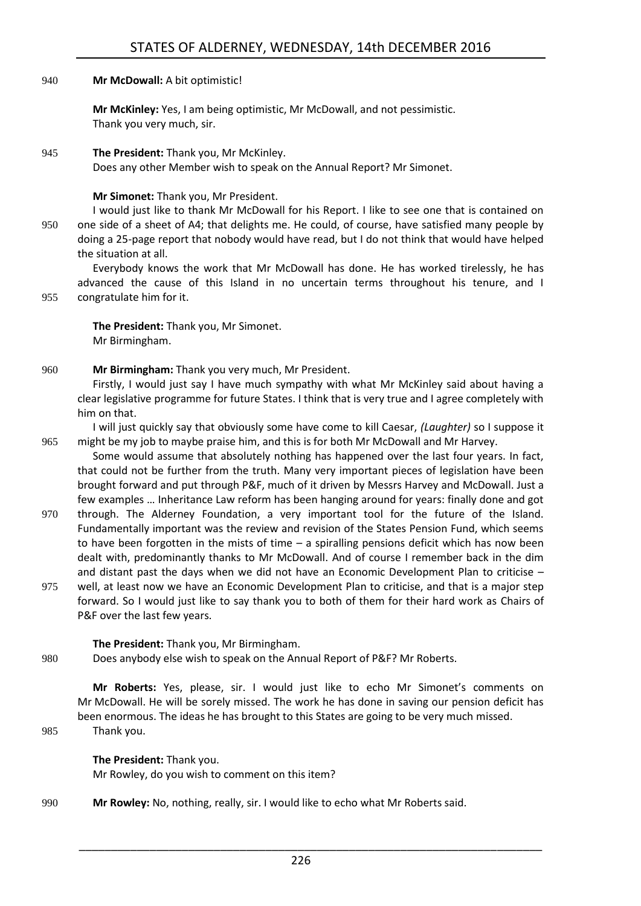**Mr McDowall:** A bit optimistic!

**Mr McKinley:** Yes, I am being optimistic, Mr McDowall, and not pessimistic.
Thank you very much, sir.

**The President:** Thank you, Mr McKinley.
Does any other Member wish to speak on the Annual Report? Mr Simonet.

**Mr Simonet:** Thank you, Mr President.

I would just like to thank Mr McDowall for his Report. I like to see one that is contained on one side of a sheet of A4; that delights me. He could, of course, have satisfied many people by doing a 25-page report that nobody would have read, but I do not think that would have helped the situation at all.

Everybody knows the work that Mr McDowall has done. He has worked tirelessly, he has advanced the cause of this Island in no uncertain terms throughout his tenure, and I congratulate him for it.

**The President:** Thank you, Mr Simonet.
Mr Birmingham.

**Mr Birmingham:** Thank you very much, Mr President.

Firstly, I would just say I have much sympathy with what Mr McKinley said about having a clear legislative programme for future States. I think that is very true and I agree completely with him on that.

I will just quickly say that obviously some have come to kill Caesar, *(Laughter)* so I suppose it might be my job to maybe praise him, and this is for both Mr McDowall and Mr Harvey.

Some would assume that absolutely nothing has happened over the last four years. In fact, that could not be further from the truth. Many very important pieces of legislation have been brought forward and put through P&F, much of it driven by Messrs Harvey and McDowall. Just a few examples … Inheritance Law reform has been hanging around for years: finally done and got through. The Alderney Foundation, a very important tool for the future of the Island. Fundamentally important was the review and revision of the States Pension Fund, which seems to have been forgotten in the mists of time – a spiralling pensions deficit which has now been dealt with, predominantly thanks to Mr McDowall. And of course I remember back in the dim and distant past the days when we did not have an Economic Development Plan to criticise – well, at least now we have an Economic Development Plan to criticise, and that is a major step forward. So I would just like to say thank you to both of them for their hard work as Chairs of P&F over the last few years.

**The President:** Thank you, Mr Birmingham.
Does anybody else wish to speak on the Annual Report of P&F? Mr Roberts.

**Mr Roberts:** Yes, please, sir. I would just like to echo Mr Simonet's comments on Mr McDowall. He will be sorely missed. The work he has done in saving our pension deficit has been enormous. The ideas he has brought to this States are going to be very much missed.
Thank you.

**The President:** Thank you.
Mr Rowley, do you wish to comment on this item?

**Mr Rowley:** No, nothing, really, sir. I would like to echo what Mr Roberts said.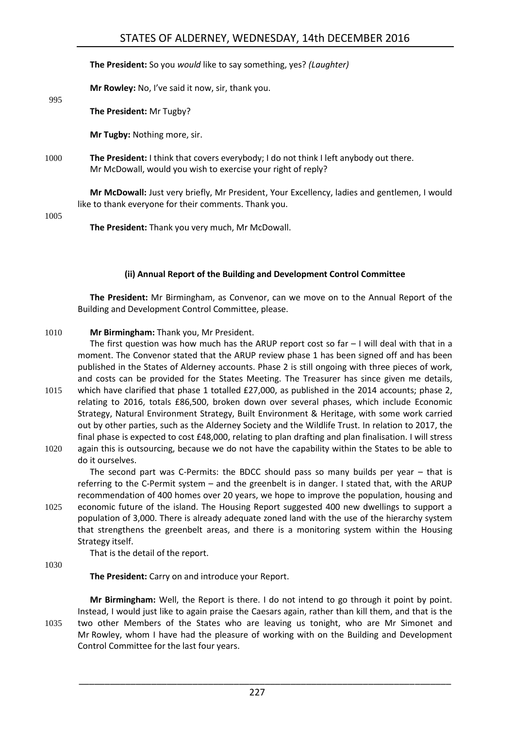**The President:** So you *would* like to say something, yes? *(Laughter)*

**Mr Rowley:** No, I've said it now, sir, thank you.

**The President:** Mr Tugby?

**Mr Tugby:** Nothing more, sir.

**The President:** I think that covers everybody; I do not think I left anybody out there.
Mr McDowall, would you wish to exercise your right of reply?

**Mr McDowall:** Just very briefly, Mr President, Your Excellency, ladies and gentlemen, I would like to thank everyone for their comments. Thank you.

**The President:** Thank you very much, Mr McDowall.

### (ii) Annual Report of the Building and Development Control Committee

**The President:** Mr Birmingham, as Convenor, can we move on to the Annual Report of the Building and Development Control Committee, please.

**Mr Birmingham:** Thank you, Mr President.

The first question was how much has the ARUP report cost so far – I will deal with that in a moment. The Convenor stated that the ARUP review phase 1 has been signed off and has been published in the States of Alderney accounts. Phase 2 is still ongoing with three pieces of work, and costs can be provided for the States Meeting. The Treasurer has since given me details, which have clarified that phase 1 totalled £27,000, as published in the 2014 accounts; phase 2, relating to 2016, totals £86,500, broken down over several phases, which include Economic Strategy, Natural Environment Strategy, Built Environment & Heritage, with some work carried out by other parties, such as the Alderney Society and the Wildlife Trust. In relation to 2017, the final phase is expected to cost £48,000, relating to plan drafting and plan finalisation. I will stress again this is outsourcing, because we do not have the capability within the States to be able to do it ourselves.

The second part was C-Permits: the BDCC should pass so many builds per year – that is referring to the C-Permit system – and the greenbelt is in danger. I stated that, with the ARUP recommendation of 400 homes over 20 years, we hope to improve the population, housing and economic future of the island. The Housing Report suggested 400 new dwellings to support a population of 3,000. There is already adequate zoned land with the use of the hierarchy system that strengthens the greenbelt areas, and there is a monitoring system within the Housing Strategy itself.

That is the detail of the report.

**The President:** Carry on and introduce your Report.

**Mr Birmingham:** Well, the Report is there. I do not intend to go through it point by point. Instead, I would just like to again praise the Caesars again, rather than kill them, and that is the two other Members of the States who are leaving us tonight, who are Mr Simonet and Mr Rowley, whom I have had the pleasure of working with on the Building and Development Control Committee for the last four years.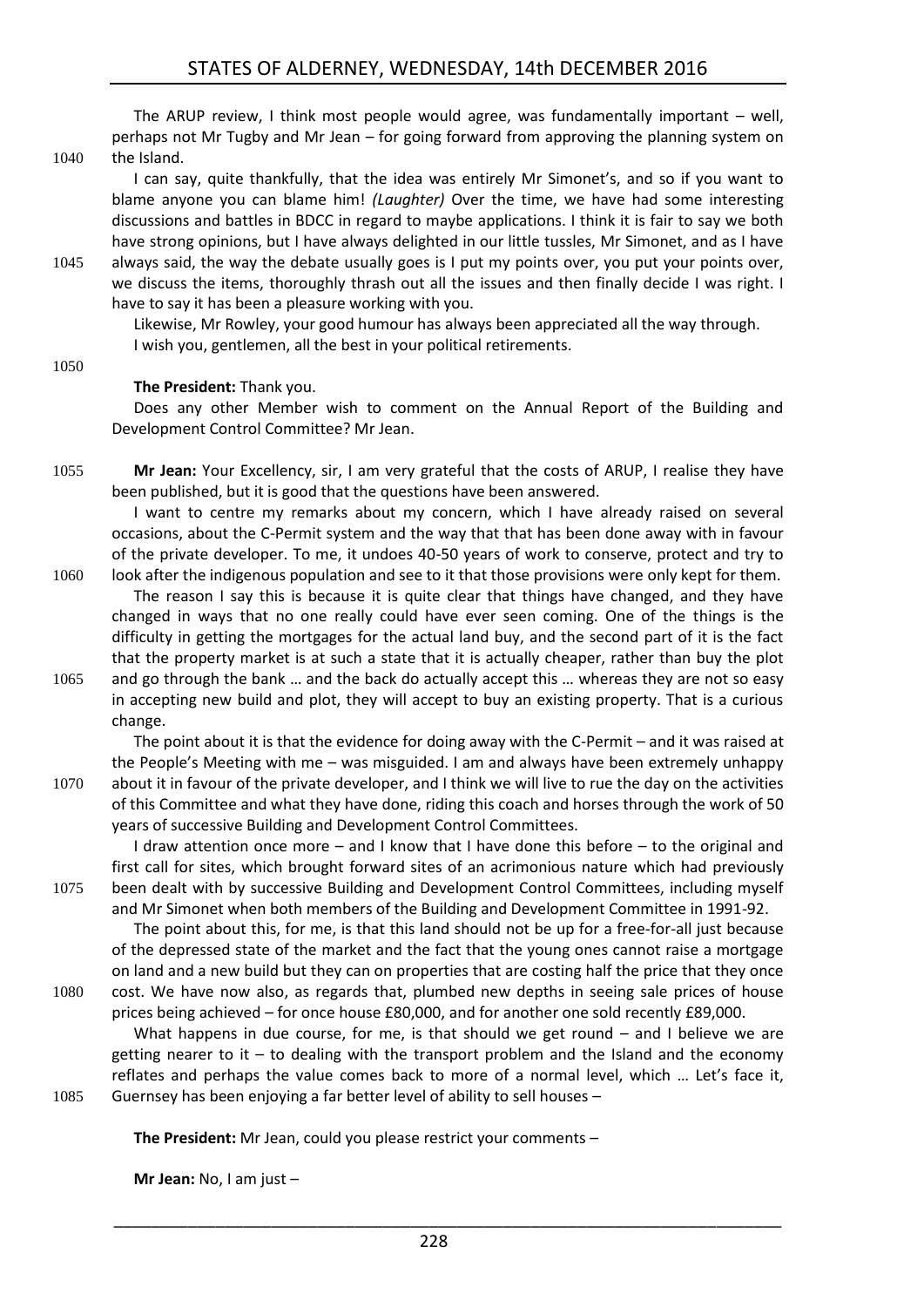The ARUP review, I think most people would agree, was fundamentally important – well, perhaps not Mr Tugby and Mr Jean – for going forward from approving the planning system on the Island.

I can say, quite thankfully, that the idea was entirely Mr Simonet's, and so if you want to blame anyone you can blame him! *(Laughter)* Over the time, we have had some interesting discussions and battles in BDCC in regard to maybe applications. I think it is fair to say we both have strong opinions, but I have always delighted in our little tussles, Mr Simonet, and as I have always said, the way the debate usually goes is I put my points over, you put your points over, we discuss the items, thoroughly thrash out all the issues and then finally decide I was right. I have to say it has been a pleasure working with you.

Likewise, Mr Rowley, your good humour has always been appreciated all the way through.

I wish you, gentlemen, all the best in your political retirements.

**The President:** Thank you.

Does any other Member wish to comment on the Annual Report of the Building and Development Control Committee? Mr Jean.

**Mr Jean:** Your Excellency, sir, I am very grateful that the costs of ARUP, I realise they have been published, but it is good that the questions have been answered.

I want to centre my remarks about my concern, which I have already raised on several occasions, about the C-Permit system and the way that that has been done away with in favour of the private developer. To me, it undoes 40-50 years of work to conserve, protect and try to look after the indigenous population and see to it that those provisions were only kept for them.

The reason I say this is because it is quite clear that things have changed, and they have changed in ways that no one really could have ever seen coming. One of the things is the difficulty in getting the mortgages for the actual land buy, and the second part of it is the fact that the property market is at such a state that it is actually cheaper, rather than buy the plot and go through the bank … and the back do actually accept this … whereas they are not so easy in accepting new build and plot, they will accept to buy an existing property. That is a curious change.

The point about it is that the evidence for doing away with the C-Permit – and it was raised at the People's Meeting with me – was misguided. I am and always have been extremely unhappy about it in favour of the private developer, and I think we will live to rue the day on the activities of this Committee and what they have done, riding this coach and horses through the work of 50 years of successive Building and Development Control Committees.

I draw attention once more – and I know that I have done this before – to the original and first call for sites, which brought forward sites of an acrimonious nature which had previously been dealt with by successive Building and Development Control Committees, including myself and Mr Simonet when both members of the Building and Development Committee in 1991-92.

The point about this, for me, is that this land should not be up for a free-for-all just because of the depressed state of the market and the fact that the young ones cannot raise a mortgage on land and a new build but they can on properties that are costing half the price that they once cost. We have now also, as regards that, plumbed new depths in seeing sale prices of house prices being achieved – for once house £80,000, and for another one sold recently £89,000.

What happens in due course, for me, is that should we get round – and I believe we are getting nearer to it – to dealing with the transport problem and the Island and the economy reflates and perhaps the value comes back to more of a normal level, which … Let's face it, Guernsey has been enjoying a far better level of ability to sell houses –

**The President:** Mr Jean, could you please restrict your comments –

**Mr Jean:** No, I am just –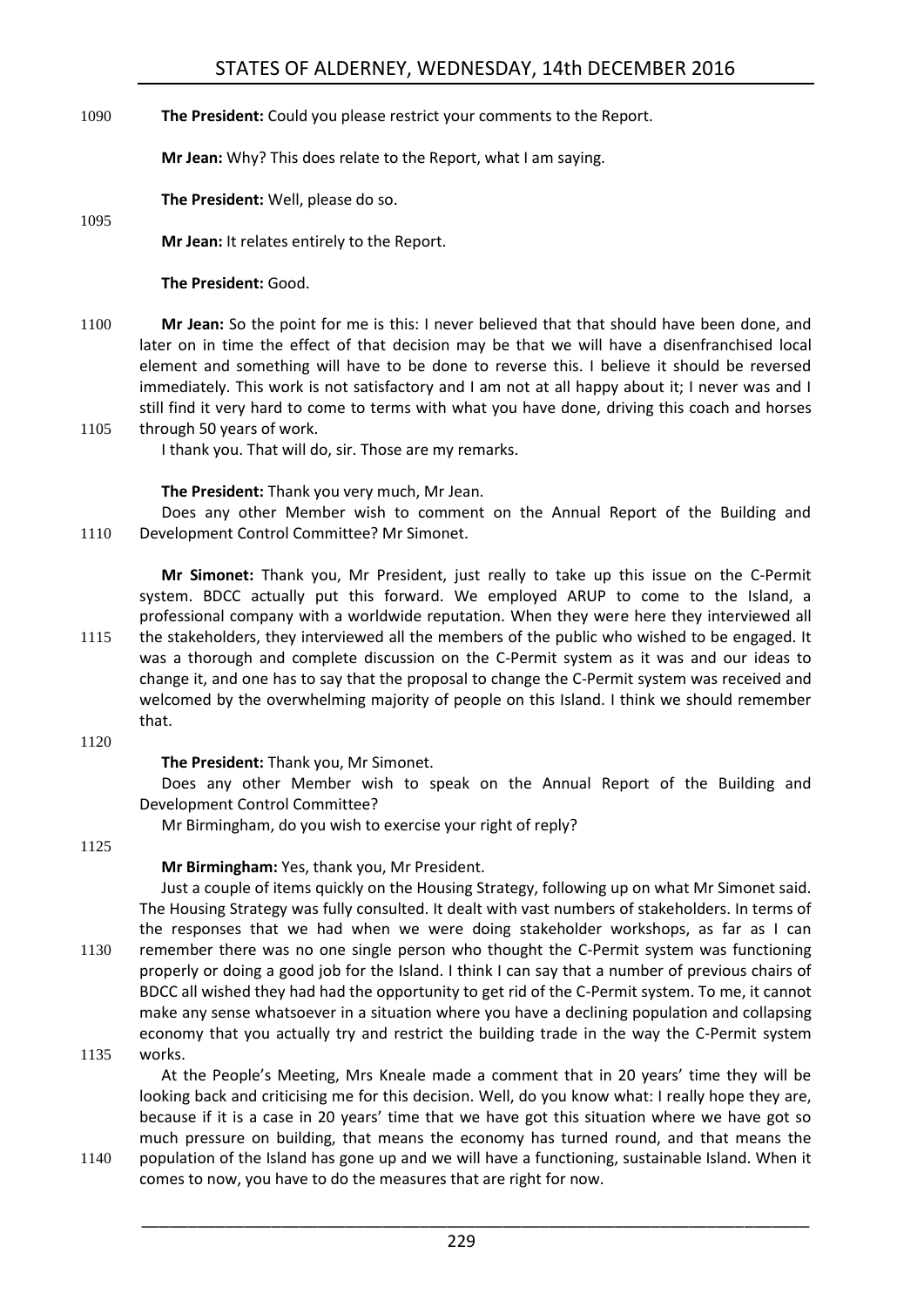**The President:** Could you please restrict your comments to the Report.

**Mr Jean:** Why? This does relate to the Report, what I am saying.

**The President:** Well, please do so.

**Mr Jean:** It relates entirely to the Report.

**The President:** Good.

**Mr Jean:** So the point for me is this: I never believed that that should have been done, and later on in time the effect of that decision may be that we will have a disenfranchised local element and something will have to be done to reverse this. I believe it should be reversed immediately. This work is not satisfactory and I am not at all happy about it; I never was and I still find it very hard to come to terms with what you have done, driving this coach and horses through 50 years of work.

I thank you. That will do, sir. Those are my remarks.

**The President:** Thank you very much, Mr Jean.

Does any other Member wish to comment on the Annual Report of the Building and Development Control Committee? Mr Simonet.

**Mr Simonet:** Thank you, Mr President, just really to take up this issue on the C-Permit system. BDCC actually put this forward. We employed ARUP to come to the Island, a professional company with a worldwide reputation. When they were here they interviewed all the stakeholders, they interviewed all the members of the public who wished to be engaged. It was a thorough and complete discussion on the C-Permit system as it was and our ideas to change it, and one has to say that the proposal to change the C-Permit system was received and welcomed by the overwhelming majority of people on this Island. I think we should remember that.

**The President:** Thank you, Mr Simonet.

Does any other Member wish to speak on the Annual Report of the Building and Development Control Committee?

Mr Birmingham, do you wish to exercise your right of reply?

**Mr Birmingham:** Yes, thank you, Mr President.

Just a couple of items quickly on the Housing Strategy, following up on what Mr Simonet said. The Housing Strategy was fully consulted. It dealt with vast numbers of stakeholders. In terms of the responses that we had when we were doing stakeholder workshops, as far as I can remember there was no one single person who thought the C-Permit system was functioning properly or doing a good job for the Island. I think I can say that a number of previous chairs of BDCC all wished they had had the opportunity to get rid of the C-Permit system. To me, it cannot make any sense whatsoever in a situation where you have a declining population and collapsing economy that you actually try and restrict the building trade in the way the C-Permit system works.

At the People's Meeting, Mrs Kneale made a comment that in 20 years' time they will be looking back and criticising me for this decision. Well, do you know what: I really hope they are, because if it is a case in 20 years' time that we have got this situation where we have got so much pressure on building, that means the economy has turned round, and that means the population of the Island has gone up and we will have a functioning, sustainable Island. When it comes to now, you have to do the measures that are right for now.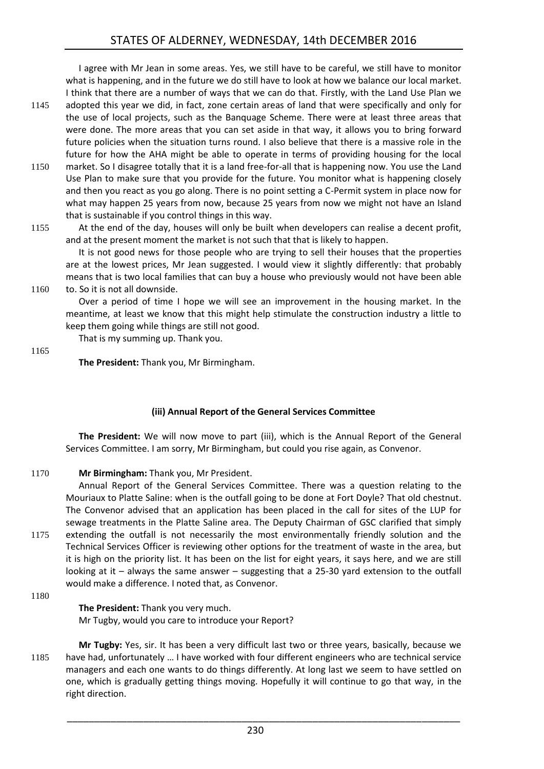I agree with Mr Jean in some areas. Yes, we still have to be careful, we still have to monitor what is happening, and in the future we do still have to look at how we balance our local market. I think that there are a number of ways that we can do that. Firstly, with the Land Use Plan we adopted this year we did, in fact, zone certain areas of land that were specifically and only for the use of local projects, such as the Banquage Scheme. There were at least three areas that were done. The more areas that you can set aside in that way, it allows you to bring forward future policies when the situation turns round. I also believe that there is a massive role in the future for how the AHA might be able to operate in terms of providing housing for the local market. So I disagree totally that it is a land free-for-all that is happening now. You use the Land Use Plan to make sure that you provide for the future. You monitor what is happening closely and then you react as you go along. There is no point setting a C-Permit system in place now for what may happen 25 years from now, because 25 years from now we might not have an Island that is sustainable if you control things in this way.

At the end of the day, houses will only be built when developers can realise a decent profit, and at the present moment the market is not such that that is likely to happen.

It is not good news for those people who are trying to sell their houses that the properties are at the lowest prices, Mr Jean suggested. I would view it slightly differently: that probably means that is two local families that can buy a house who previously would not have been able to. So it is not all downside.

Over a period of time I hope we will see an improvement in the housing market. In the meantime, at least we know that this might help stimulate the construction industry a little to keep them going while things are still not good.

That is my summing up. Thank you.

**The President:** Thank you, Mr Birmingham.

### (iii) Annual Report of the General Services Committee

**The President:** We will now move to part (iii), which is the Annual Report of the General Services Committee. I am sorry, Mr Birmingham, but could you rise again, as Convenor.

**Mr Birmingham:** Thank you, Mr President.

Annual Report of the General Services Committee. There was a question relating to the Mouriaux to Platte Saline: when is the outfall going to be done at Fort Doyle? That old chestnut. The Convenor advised that an application has been placed in the call for sites of the LUP for sewage treatments in the Platte Saline area. The Deputy Chairman of GSC clarified that simply extending the outfall is not necessarily the most environmentally friendly solution and the Technical Services Officer is reviewing other options for the treatment of waste in the area, but it is high on the priority list. It has been on the list for eight years, it says here, and we are still looking at it – always the same answer – suggesting that a 25-30 yard extension to the outfall would make a difference. I noted that, as Convenor.

**The President:** Thank you very much.

Mr Tugby, would you care to introduce your Report?

**Mr Tugby:** Yes, sir. It has been a very difficult last two or three years, basically, because we have had, unfortunately … I have worked with four different engineers who are technical service managers and each one wants to do things differently. At long last we seem to have settled on one, which is gradually getting things moving. Hopefully it will continue to go that way, in the right direction.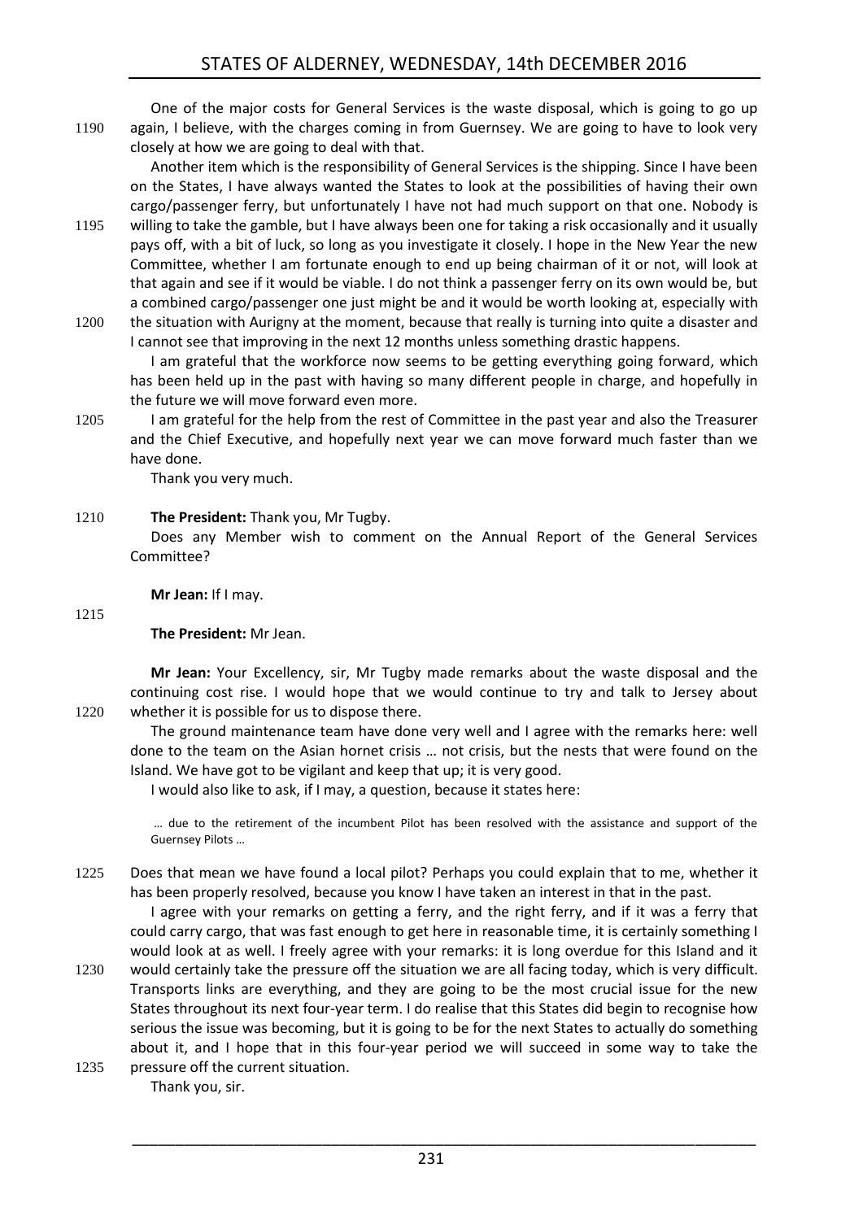One of the major costs for General Services is the waste disposal, which is going to go up again, I believe, with the charges coming in from Guernsey. We are going to have to look very closely at how we are going to deal with that.

Another item which is the responsibility of General Services is the shipping. Since I have been on the States, I have always wanted the States to look at the possibilities of having their own cargo/passenger ferry, but unfortunately I have not had much support on that one. Nobody is willing to take the gamble, but I have always been one for taking a risk occasionally and it usually pays off, with a bit of luck, so long as you investigate it closely. I hope in the New Year the new Committee, whether I am fortunate enough to end up being chairman of it or not, will look at that again and see if it would be viable. I do not think a passenger ferry on its own would be, but a combined cargo/passenger one just might be and it would be worth looking at, especially with the situation with Aurigny at the moment, because that really is turning into quite a disaster and I cannot see that improving in the next 12 months unless something drastic happens.

I am grateful that the workforce now seems to be getting everything going forward, which has been held up in the past with having so many different people in charge, and hopefully in the future we will move forward even more.

I am grateful for the help from the rest of Committee in the past year and also the Treasurer and the Chief Executive, and hopefully next year we can move forward much faster than we have done.

Thank you very much.

**The President:** Thank you, Mr Tugby.

Does any Member wish to comment on the Annual Report of the General Services Committee?

**Mr Jean:** If I may.

**The President:** Mr Jean.

**Mr Jean:** Your Excellency, sir, Mr Tugby made remarks about the waste disposal and the continuing cost rise. I would hope that we would continue to try and talk to Jersey about whether it is possible for us to dispose there.

The ground maintenance team have done very well and I agree with the remarks here: well done to the team on the Asian hornet crisis … not crisis, but the nests that were found on the Island. We have got to be vigilant and keep that up; it is very good.

I would also like to ask, if I may, a question, because it states here:

> … due to the retirement of the incumbent Pilot has been resolved with the assistance and support of the Guernsey Pilots …

Does that mean we have found a local pilot? Perhaps you could explain that to me, whether it has been properly resolved, because you know I have taken an interest in that in the past.

I agree with your remarks on getting a ferry, and the right ferry, and if it was a ferry that could carry cargo, that was fast enough to get here in reasonable time, it is certainly something I would look at as well. I freely agree with your remarks: it is long overdue for this Island and it would certainly take the pressure off the situation we are all facing today, which is very difficult. Transports links are everything, and they are going to be the most crucial issue for the new States throughout its next four-year term. I do realise that this States did begin to recognise how serious the issue was becoming, but it is going to be for the next States to actually do something about it, and I hope that in this four-year period we will succeed in some way to take the pressure off the current situation.

Thank you, sir.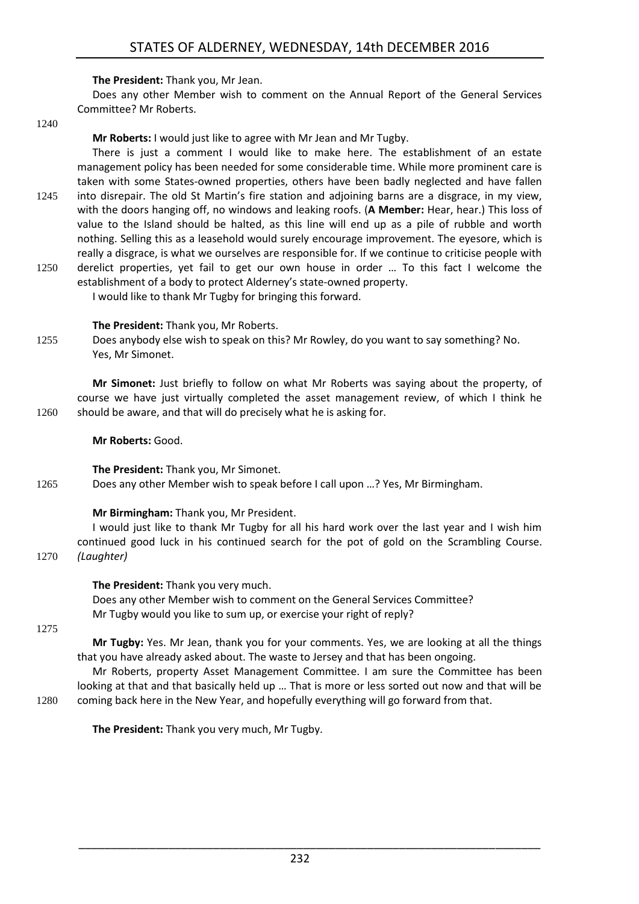**The President:** Thank you, Mr Jean.

Does any other Member wish to comment on the Annual Report of the General Services Committee? Mr Roberts.

**Mr Roberts:** I would just like to agree with Mr Jean and Mr Tugby.

There is just a comment I would like to make here. The establishment of an estate management policy has been needed for some considerable time. While more prominent care is taken with some States-owned properties, others have been badly neglected and have fallen into disrepair. The old St Martin's fire station and adjoining barns are a disgrace, in my view, with the doors hanging off, no windows and leaking roofs. (**A Member:** Hear, hear.) This loss of value to the Island should be halted, as this line will end up as a pile of rubble and worth nothing. Selling this as a leasehold would surely encourage improvement. The eyesore, which is really a disgrace, is what we ourselves are responsible for. If we continue to criticise people with derelict properties, yet fail to get our own house in order … To this fact I welcome the establishment of a body to protect Alderney's state-owned property.

I would like to thank Mr Tugby for bringing this forward.

**The President:** Thank you, Mr Roberts.

Does anybody else wish to speak on this? Mr Rowley, do you want to say something? No.

Yes, Mr Simonet.

**Mr Simonet:** Just briefly to follow on what Mr Roberts was saying about the property, of course we have just virtually completed the asset management review, of which I think he should be aware, and that will do precisely what he is asking for.

**Mr Roberts:** Good.

**The President:** Thank you, Mr Simonet.

Does any other Member wish to speak before I call upon …? Yes, Mr Birmingham.

**Mr Birmingham:** Thank you, Mr President.

I would just like to thank Mr Tugby for all his hard work over the last year and I wish him continued good luck in his continued search for the pot of gold on the Scrambling Course. *(Laughter)*

**The President:** Thank you very much.

Does any other Member wish to comment on the General Services Committee?

Mr Tugby would you like to sum up, or exercise your right of reply?

**Mr Tugby:** Yes. Mr Jean, thank you for your comments. Yes, we are looking at all the things that you have already asked about. The waste to Jersey and that has been ongoing.

Mr Roberts, property Asset Management Committee. I am sure the Committee has been looking at that and that basically held up … That is more or less sorted out now and that will be coming back here in the New Year, and hopefully everything will go forward from that.

**The President:** Thank you very much, Mr Tugby.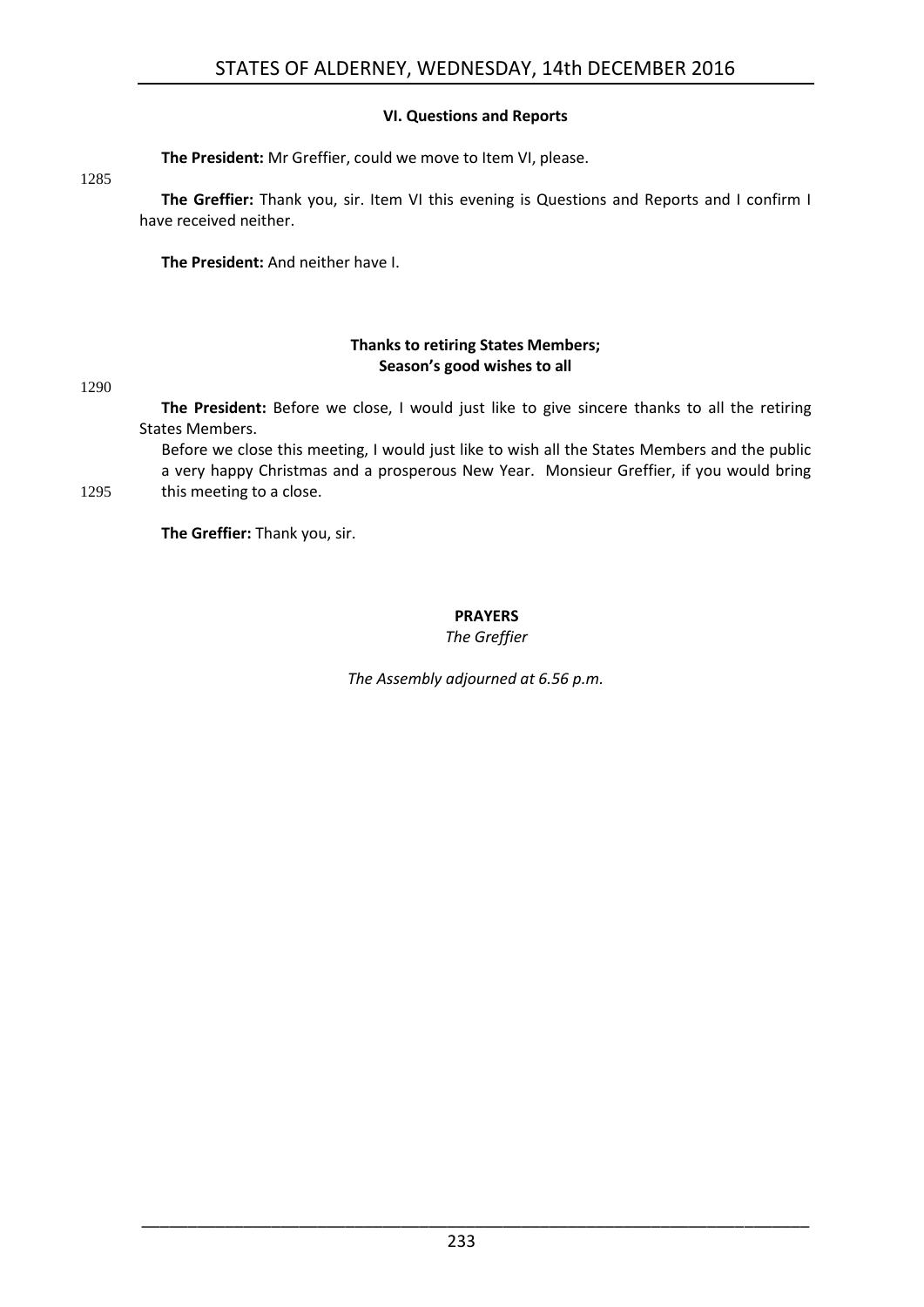### VI. Questions and Reports

**The President:** Mr Greffier, could we move to Item VI, please.

**The Greffier:** Thank you, sir. Item VI this evening is Questions and Reports and I confirm I have received neither.

**The President:** And neither have I.

### Thanks to retiring States Members; Season's good wishes to all

**The President:** Before we close, I would just like to give sincere thanks to all the retiring States Members.

Before we close this meeting, I would just like to wish all the States Members and the public a very happy Christmas and a prosperous New Year. Monsieur Greffier, if you would bring this meeting to a close.

**The Greffier:** Thank you, sir.

**PRAYERS**

*The Greffier*

*The Assembly adjourned at 6.56 p.m.*